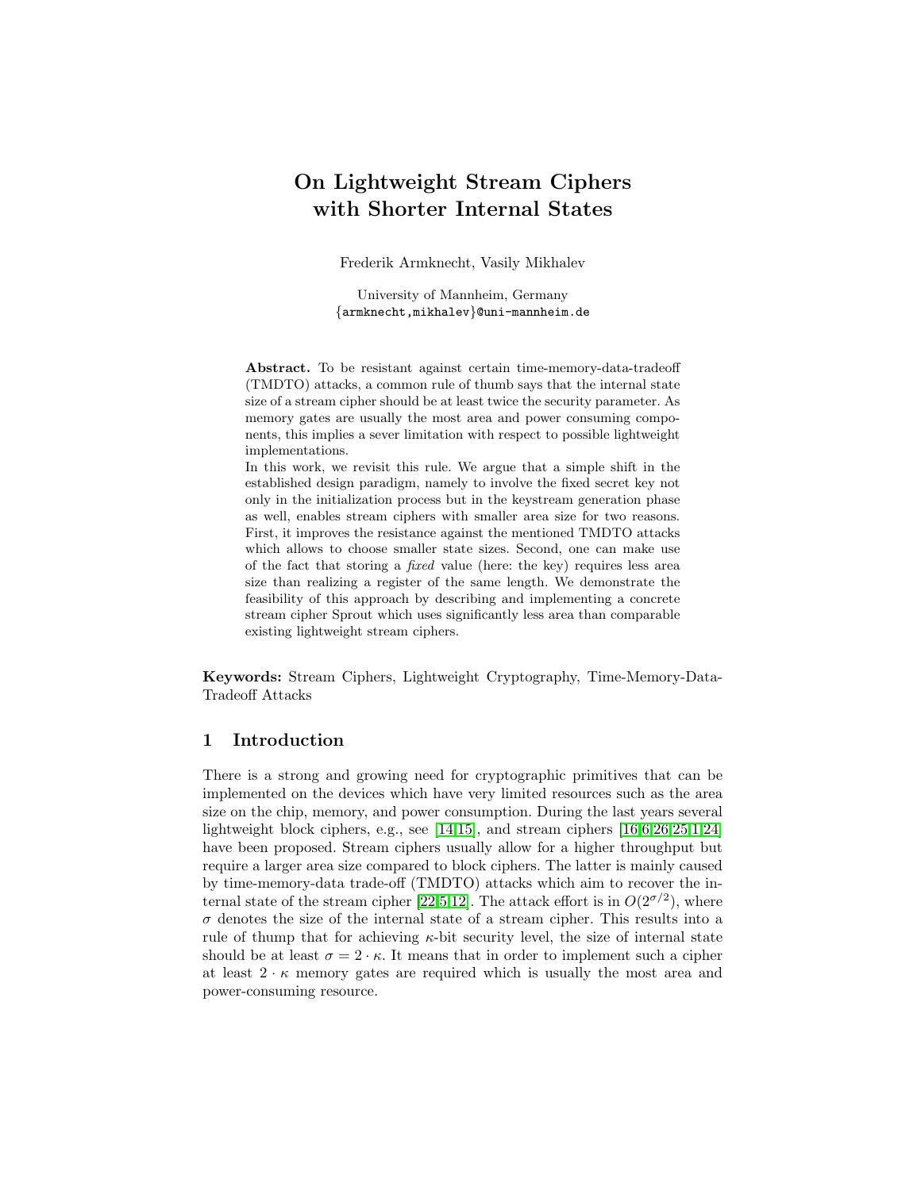# On Lightweight Stream Ciphers with Shorter Internal States

Frederik Armknecht, Vasily Mikhalev

University of Mannheim, Germany
{armknecht,mikhalev}@uni-mannheim.de

**Abstract.** To be resistant against certain time-memory-data-tradeoff (TMDTO) attacks, a common rule of thumb says that the internal state size of a stream cipher should be at least twice the security parameter. As memory gates are usually the most area and power consuming components, this implies a sever limitation with respect to possible lightweight implementations.

In this work, we revisit this rule. We argue that a simple shift in the established design paradigm, namely to involve the fixed secret key not only in the initialization process but in the keystream generation phase as well, enables stream ciphers with smaller area size for two reasons. First, it improves the resistance against the mentioned TMDTO attacks which allows to choose smaller state sizes. Second, one can make use of the fact that storing a *fixed* value (here: the key) requires less area size than realizing a register of the same length. We demonstrate the feasibility of this approach by describing and implementing a concrete stream cipher Sprout which uses significantly less area than comparable existing lightweight stream ciphers.

**Keywords:** Stream Ciphers, Lightweight Cryptography, Time-Memory-Data-Tradeoff Attacks

## 1 Introduction

There is a strong and growing need for cryptographic primitives that can be implemented on the devices which have very limited resources such as the area size on the chip, memory, and power consumption. During the last years several lightweight block ciphers, e.g., see [14,15], and stream ciphers [16,6,26,25,1,24] have been proposed. Stream ciphers usually allow for a higher throughput but require a larger area size compared to block ciphers. The latter is mainly caused by time-memory-data trade-off (TMDTO) attacks which aim to recover the internal state of the stream cipher [22,5,12]. The attack effort is in $O(2^{\sigma/2})$, where $\sigma$ denotes the size of the internal state of a stream cipher. This results into a rule of thump that for achieving $\kappa$-bit security level, the size of internal state should be at least $\sigma = 2 \cdot \kappa$. It means that in order to implement such a cipher at least $2 \cdot \kappa$ memory gates are required which is usually the most area and power-consuming resource.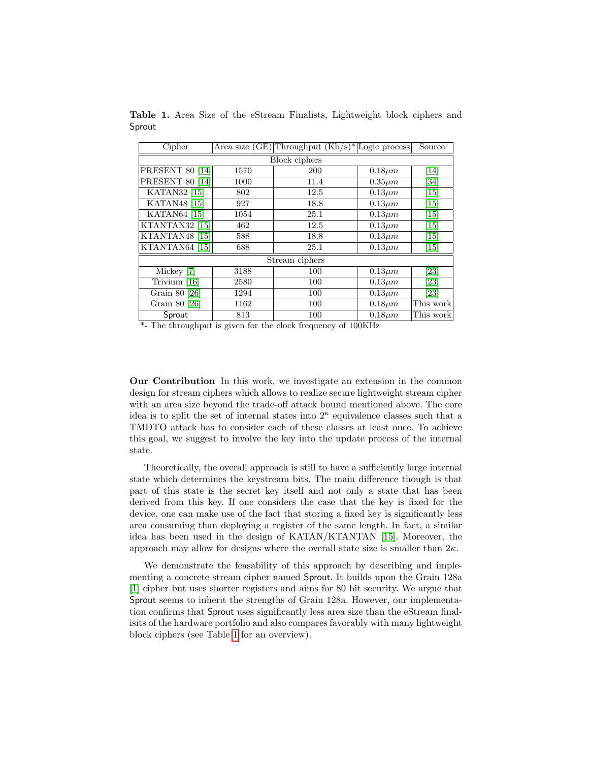**Table 1.** Area Size of the eStream Finalists, Lightweight block ciphers and Sprout

| Cipher | Area size (GE) | Throughput (Kb/s)* | Logic process | Source |
|---|---|---|---|---|
| Block ciphers | | | | |
| PRESENT 80 [14] | 1570 | 200 | $0.18\mu m$ | [14] |
| PRESENT 80 [14] | 1000 | 11.4 | $0.35\mu m$ | [34] |
| KATAN32 [15] | 802 | 12.5 | $0.13\mu m$ | [15] |
| KATAN48 [15] | 927 | 18.8 | $0.13\mu m$ | [15] |
| KATAN64 [15] | 1054 | 25.1 | $0.13\mu m$ | [15] |
| KTANTAN32 [15] | 462 | 12.5 | $0.13\mu m$ | [15] |
| KTANTAN48 [15] | 588 | 18.8 | $0.13\mu m$ | [15] |
| KTANTAN64 [15] | 688 | 25.1 | $0.13\mu m$ | [15] |
| Stream ciphers | | | | |
| Mickey [7] | 3188 | 100 | $0.13\mu m$ | [23] |
| Trivium [16] | 2580 | 100 | $0.13\mu m$ | [23] |
| Grain 80 [26] | 1294 | 100 | $0.13\mu m$ | [23] |
| Grain 80 [26] | 1162 | 100 | $0.18\mu m$ | This work |
| Sprout | 813 | 100 | $0.18\mu m$ | This work |

*- The throughput is given for the clock frequency of 100KHz

**Our Contribution** In this work, we investigate an extension in the common design for stream ciphers which allows to realize secure lightweight stream cipher with an area size beyond the trade-off attack bound mentioned above. The core idea is to split the set of internal states into $2^{\kappa}$ equivalence classes such that a TMDTO attack has to consider each of these classes at least once. To achieve this goal, we suggest to involve the key into the update process of the internal state.

Theoretically, the overall approach is still to have a sufficiently large internal state which determines the keystream bits. The main difference though is that part of this state is the secret key itself and not only a state that has been derived from this key. If one considers the case that the key is fixed for the device, one can make use of the fact that storing a fixed key is significantly less area consuming than deploying a register of the same length. In fact, a similar idea has been used in the design of KATAN/KTANTAN [15]. Moreover, the approach may allow for designs where the overall state size is smaller than $2\kappa$.

We demonstrate the feasability of this approach by describing and implementing a concrete stream cipher named Sprout. It builds upon the Grain 128a [1] cipher but uses shorter registers and aims for 80 bit security. We argue that Sprout seems to inherit the strengths of Grain 128a. However, our implementation confirms that Sprout uses significantly less area size than the eStream finalisits of the hardware portfolio and also compares favorably with many lightweight block ciphers (see Table 1 for an overview).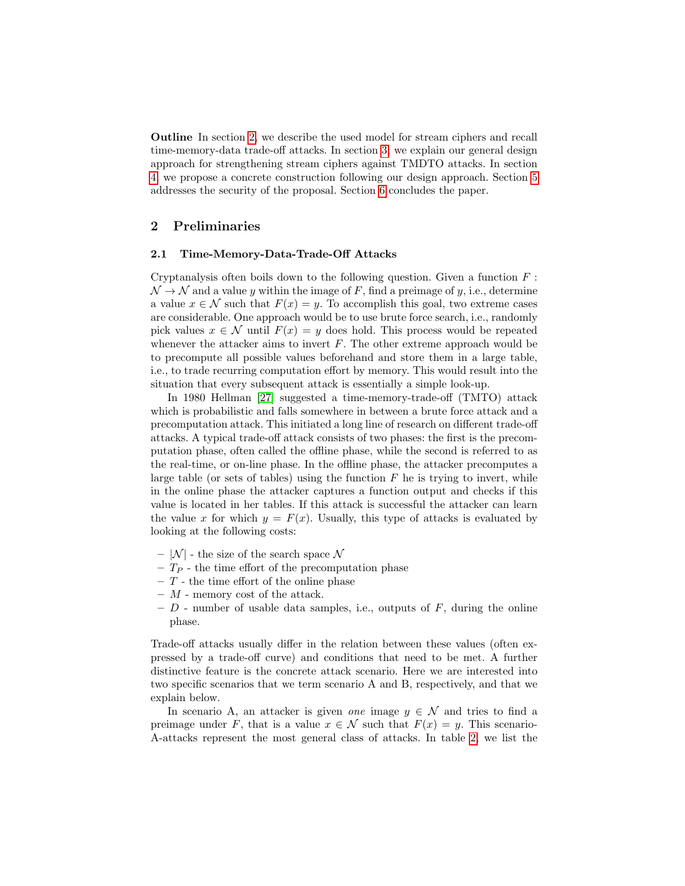**Outline** In section 2, we describe the used model for stream ciphers and recall time-memory-data trade-off attacks. In section 3, we explain our general design approach for strengthening stream ciphers against TMDTO attacks. In section 4, we propose a concrete construction following our design approach. Section 5 addresses the security of the proposal. Section 6 concludes the paper.

## 2 Preliminaries

### 2.1 Time-Memory-Data-Trade-Off Attacks

Cryptanalysis often boils down to the following question. Given a function $F : \mathcal{N} \to \mathcal{N}$ and a value $y$ within the image of $F$, find a preimage of $y$, i.e., determine a value $x \in \mathcal{N}$ such that $F(x) = y$. To accomplish this goal, two extreme cases are considerable. One approach would be to use brute force search, i.e., randomly pick values $x \in \mathcal{N}$ until $F(x) = y$ does hold. This process would be repeated whenever the attacker aims to invert $F$. The other extreme approach would be to precompute all possible values beforehand and store them in a large table, i.e., to trade recurring computation effort by memory. This would result into the situation that every subsequent attack is essentially a simple look-up.

In 1980 Hellman [27] suggested a time-memory-trade-off (TMTO) attack which is probabilistic and falls somewhere in between a brute force attack and a precomputation attack. This initiated a long line of research on different trade-off attacks. A typical trade-off attack consists of two phases: the first is the precomputation phase, often called the offline phase, while the second is referred to as the real-time, or on-line phase. In the offline phase, the attacker precomputes a large table (or sets of tables) using the function $F$ he is trying to invert, while in the online phase the attacker captures a function output and checks if this value is located in her tables. If this attack is successful the attacker can learn the value $x$ for which $y = F(x)$. Usually, this type of attacks is evaluated by looking at the following costs:

- $|\mathcal{N}|$ - the size of the search space $\mathcal{N}$
- $T_P$ - the time effort of the precomputation phase
- $T$ - the time effort of the online phase
- $M$ - memory cost of the attack.
- $D$ - number of usable data samples, i.e., outputs of $F$, during the online phase.

Trade-off attacks usually differ in the relation between these values (often expressed by a trade-off curve) and conditions that need to be met. A further distinctive feature is the concrete attack scenario. Here we are interested into two specific scenarios that we term scenario A and B, respectively, and that we explain below.

In scenario A, an attacker is given *one* image $y \in \mathcal{N}$ and tries to find a preimage under $F$, that is a value $x \in \mathcal{N}$ such that $F(x) = y$. This scenario-A-attacks represent the most general class of attacks. In table 2, we list the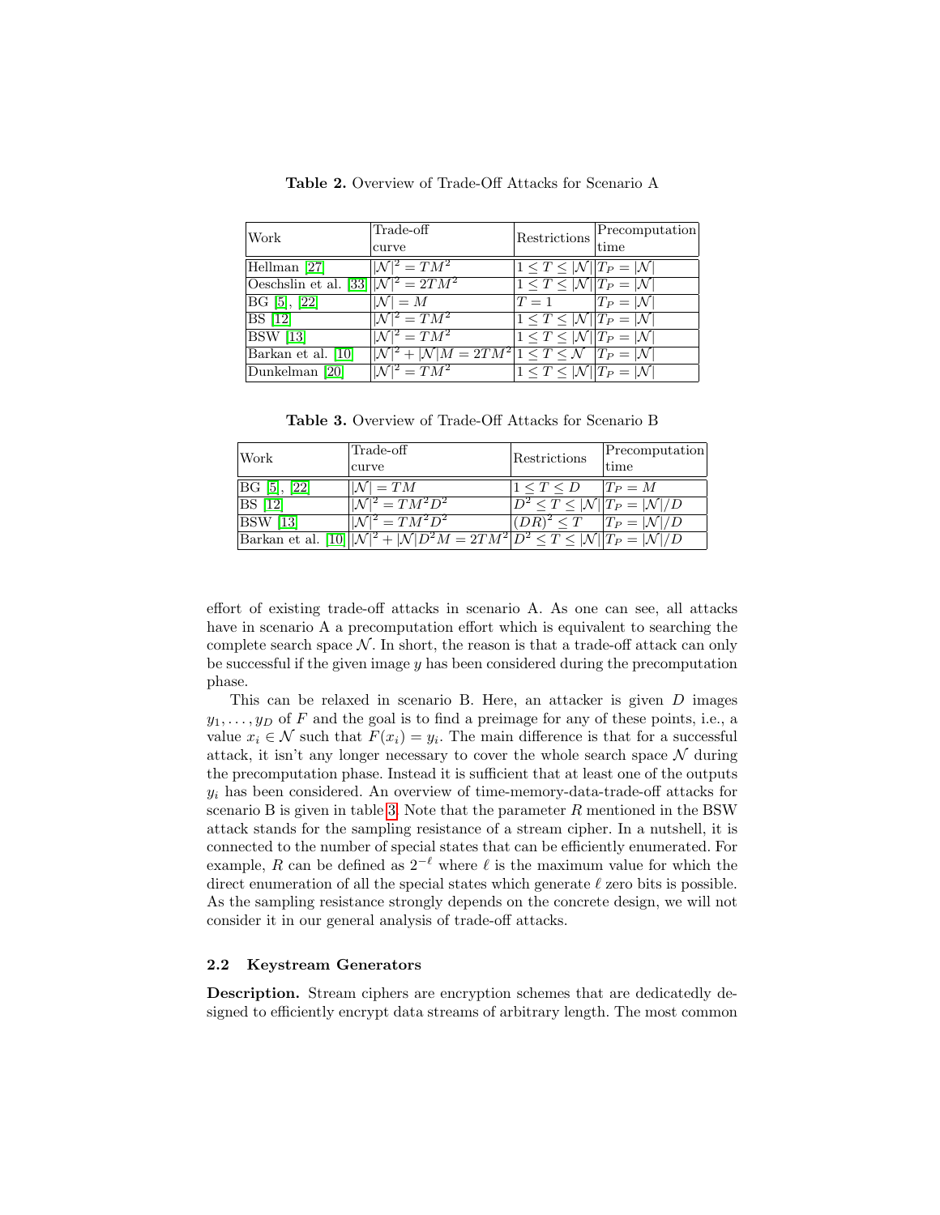**Table 2.** Overview of Trade-Off Attacks for Scenario A

| Work | Trade-off curve | Restrictions | Precomputation time |
|---|---|---|---|
| Hellman [27] | $\|\mathcal{N}\|^2 = TM^2$ | $1 \le T \le \|\mathcal{N}\|$ | $T_P = \|\mathcal{N}\|$ |
| Oeschslin et al. [33] | $\|\mathcal{N}\|^2 = 2TM^2$ | $1 \le T \le \|\mathcal{N}\|$ | $T_P = \|\mathcal{N}\|$ |
| BG [5], [22] | $\|\mathcal{N}\| = M$ | $T = 1$ | $T_P = \|\mathcal{N}\|$ |
| BS [12] | $\|\mathcal{N}\|^2 = TM^2$ | $1 \le T \le \|\mathcal{N}\|$ | $T_P = \|\mathcal{N}\|$ |
| BSW [13] | $\|\mathcal{N}\|^2 = TM^2$ | $1 \le T \le \|\mathcal{N}\|$ | $T_P = \|\mathcal{N}\|$ |
| Barkan et al. [10] | $\|\mathcal{N}\|^2 + \|\mathcal{N}\|M = 2TM^2$ | $1 \le T \le \mathcal{N}$ | $T_P = \|\mathcal{N}\|$ |
| Dunkelman [20] | $\|\mathcal{N}\|^2 = TM^2$ | $1 \le T \le \|\mathcal{N}\|$ | $T_P = \|\mathcal{N}\|$ |

**Table 3.** Overview of Trade-Off Attacks for Scenario B

| Work | Trade-off curve | Restrictions | Precomputation time |
|---|---|---|---|
| BG [5], [22] | $\|\mathcal{N}\| = TM$ | $1 \le T \le D$ | $T_P = M$ |
| BS [12] | $\|\mathcal{N}\|^2 = TM^2D^2$ | $D^2 \le T \le \|\mathcal{N}\|$ | $T_P = \|\mathcal{N}\|/D$ |
| BSW [13] | $\|\mathcal{N}\|^2 = TM^2D^2$ | $(DR)^2 \le T$ | $T_P = \|\mathcal{N}\|/D$ |
| Barkan et al. [10] | $\|\mathcal{N}\|^2 + \|\mathcal{N}\|D^2M = 2TM^2$ | $D^2 \le T \le \|\mathcal{N}\|$ | $T_P = \|\mathcal{N}\|/D$ |

effort of existing trade-off attacks in scenario A. As one can see, all attacks have in scenario A a precomputation effort which is equivalent to searching the complete search space $\mathcal{N}$. In short, the reason is that a trade-off attack can only be successful if the given image $y$ has been considered during the precomputation phase.

This can be relaxed in scenario B. Here, an attacker is given $D$ images $y_1, \ldots, y_D$ of $F$ and the goal is to find a preimage for any of these points, i.e., a value $x_i \in \mathcal{N}$ such that $F(x_i) = y_i$. The main difference is that for a successful attack, it isn't any longer necessary to cover the whole search space $\mathcal{N}$ during the precomputation phase. Instead it is sufficient that at least one of the outputs $y_i$ has been considered. An overview of time-memory-data-trade-off attacks for scenario B is given in table 3. Note that the parameter $R$ mentioned in the BSW attack stands for the sampling resistance of a stream cipher. In a nutshell, it is connected to the number of special states that can be efficiently enumerated. For example, $R$ can be defined as $2^{-\ell}$ where $\ell$ is the maximum value for which the direct enumeration of all the special states which generate $\ell$ zero bits is possible. As the sampling resistance strongly depends on the concrete design, we will not consider it in our general analysis of trade-off attacks.

### 2.2 Keystream Generators

**Description.** Stream ciphers are encryption schemes that are dedicatedly designed to efficiently encrypt data streams of arbitrary length. The most common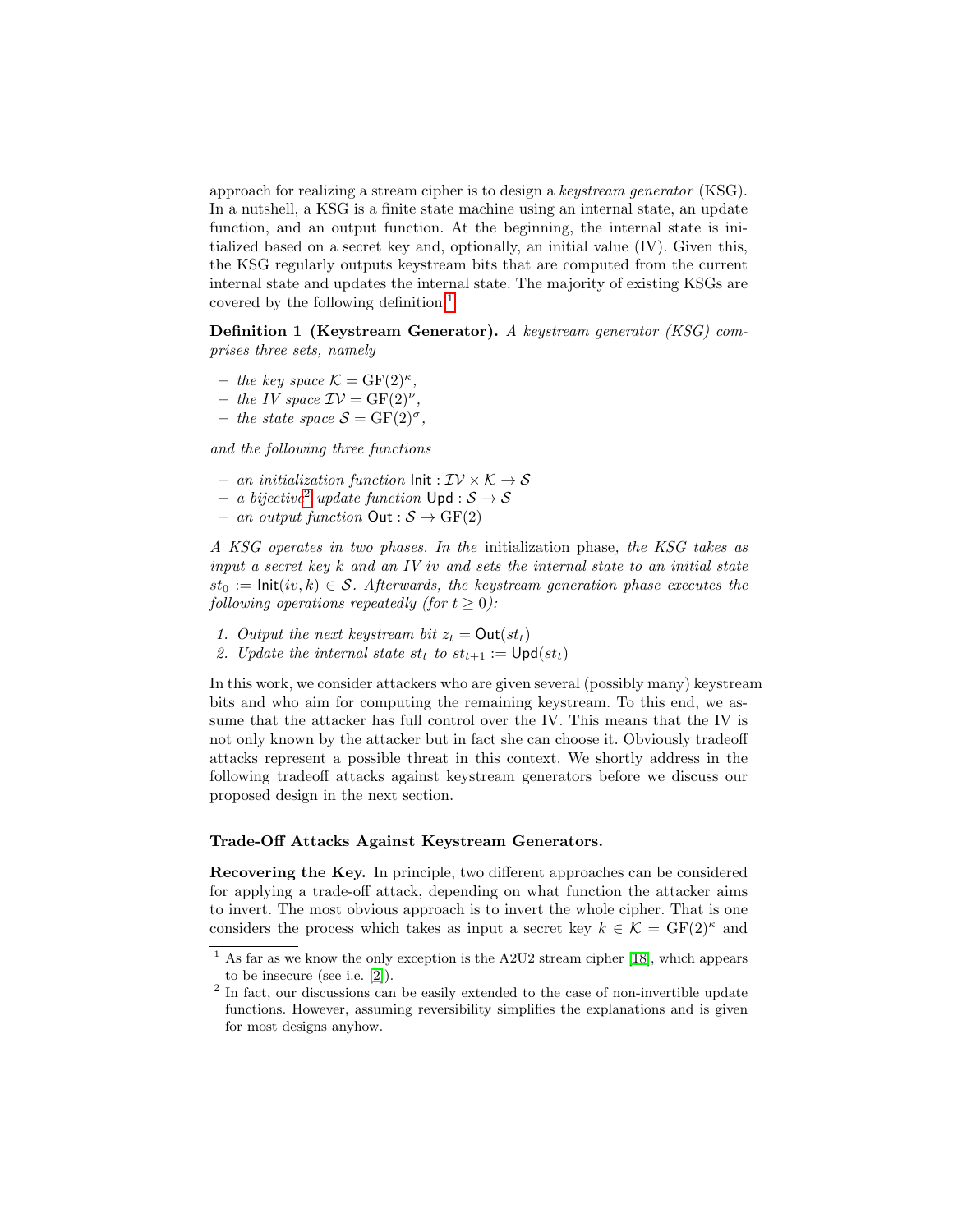approach for realizing a stream cipher is to design a *keystream generator* (KSG). In a nutshell, a KSG is a finite state machine using an internal state, an update function, and an output function. At the beginning, the internal state is initialized based on a secret key and, optionally, an initial value (IV). Given this, the KSG regularly outputs keystream bits that are computed from the current internal state and updates the internal state. The majority of existing KSGs are covered by the following definition:[1]

**Definition 1 (Keystream Generator).** *A keystream generator (KSG) comprises three sets, namely*

- *the key space* $\mathcal{K} = \mathrm{GF}(2)^\kappa$,
- *the IV space* $\mathcal{IV} = \mathrm{GF}(2)^\nu$,
- *the state space* $\mathcal{S} = \mathrm{GF}(2)^\sigma$,

*and the following three functions*

- *an initialization function* $\mathsf{Init} : \mathcal{IV} \times \mathcal{K} \to \mathcal{S}$
- *a bijective*[2] *update function* $\mathsf{Upd} : \mathcal{S} \to \mathcal{S}$
- *an output function* $\mathsf{Out} : \mathcal{S} \to \mathrm{GF}(2)$

*A KSG operates in two phases. In the* initialization phase, *the KSG takes as input a secret key k and an IV iv and sets the internal state to an initial state* $st_0 := \mathsf{Init}(iv, k) \in \mathcal{S}$. *Afterwards, the keystream generation phase executes the following operations repeatedly (for* $t \geq 0$*):*

1. *Output the next keystream bit* $z_t = \mathsf{Out}(st_t)$
2. *Update the internal state* $st_t$ *to* $st_{t+1} := \mathsf{Upd}(st_t)$

In this work, we consider attackers who are given several (possibly many) keystream bits and who aim for computing the remaining keystream. To this end, we assume that the attacker has full control over the IV. This means that the IV is not only known by the attacker but in fact she can choose it. Obviously tradeoff attacks represent a possible threat in this context. We shortly address in the following tradeoff attacks against keystream generators before we discuss our proposed design in the next section.

**Trade-Off Attacks Against Keystream Generators.**

**Recovering the Key.** In principle, two different approaches can be considered for applying a trade-off attack, depending on what function the attacker aims to invert. The most obvious approach is to invert the whole cipher. That is one considers the process which takes as input a secret key $k \in \mathcal{K} = \mathrm{GF}(2)^\kappa$ and

[1] As far as we know the only exception is the A2U2 stream cipher [18], which appears to be insecure (see i.e. [2]).

[2] In fact, our discussions can be easily extended to the case of non-invertible update functions. However, assuming reversibility simplifies the explanations and is given for most designs anyhow.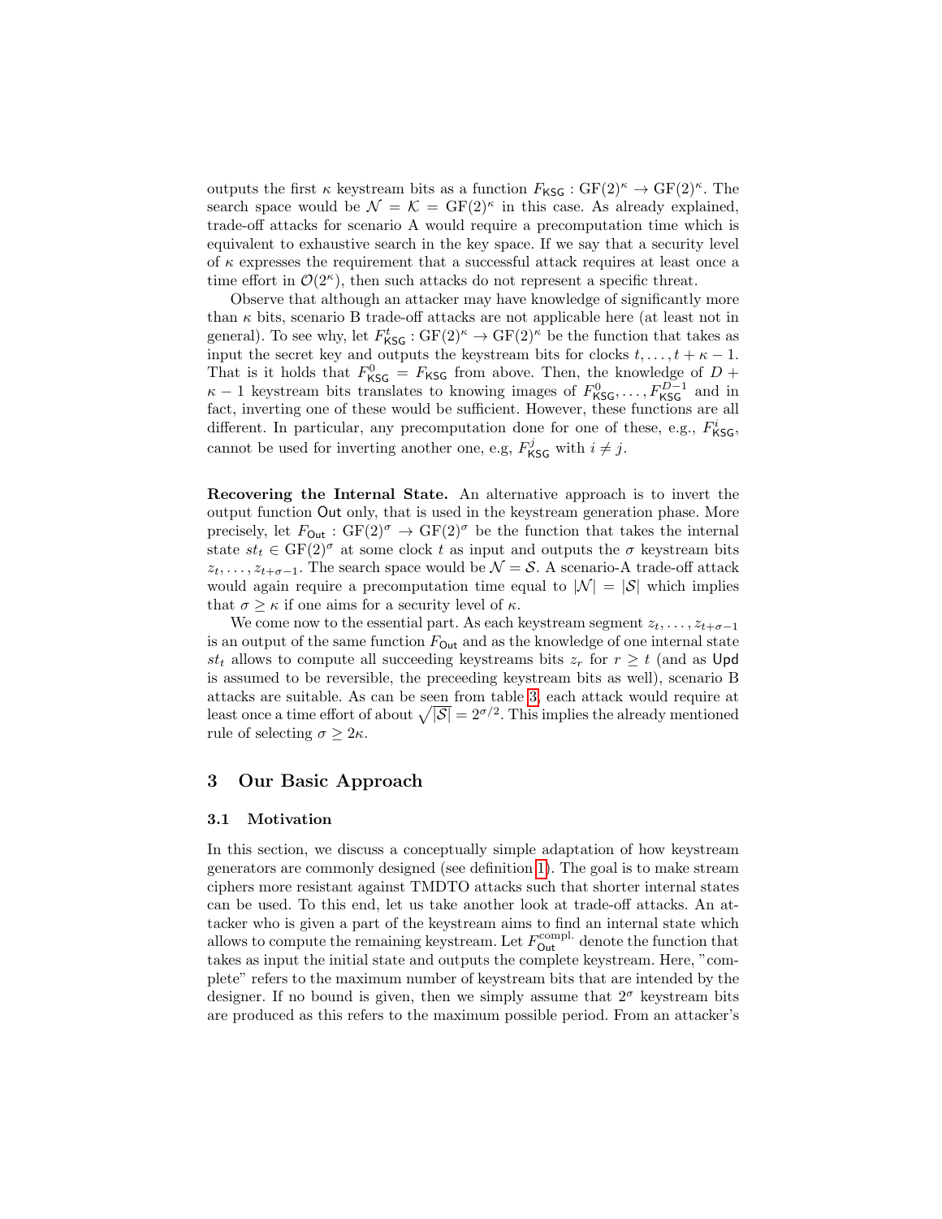outputs the first $\kappa$ keystream bits as a function $F_{\mathsf{KSG}} : \mathrm{GF}(2)^\kappa \rightarrow \mathrm{GF}(2)^\kappa$. The search space would be $\mathcal{N} = \mathcal{K} = \mathrm{GF}(2)^\kappa$ in this case. As already explained, trade-off attacks for scenario A would require a precomputation time which is equivalent to exhaustive search in the key space. If we say that a security level of $\kappa$ expresses the requirement that a successful attack requires at least once a time effort in $\mathcal{O}(2^\kappa)$, then such attacks do not represent a specific threat.

Observe that although an attacker may have knowledge of significantly more than $\kappa$ bits, scenario B trade-off attacks are not applicable here (at least not in general). To see why, let $F^t_{\mathsf{KSG}} : \mathrm{GF}(2)^\kappa \rightarrow \mathrm{GF}(2)^\kappa$ be the function that takes as input the secret key and outputs the keystream bits for clocks $t, \ldots, t + \kappa - 1$. That is it holds that $F^0_{\mathsf{KSG}} = F_{\mathsf{KSG}}$ from above. Then, the knowledge of $D + \kappa - 1$ keystream bits translates to knowing images of $F^0_{\mathsf{KSG}}, \ldots, F^{D-1}_{\mathsf{KSG}}$ and in fact, inverting one of these would be sufficient. However, these functions are all different. In particular, any precomputation done for one of these, e.g., $F^i_{\mathsf{KSG}}$, cannot be used for inverting another one, e.g, $F^j_{\mathsf{KSG}}$ with $i \neq j$.

**Recovering the Internal State.** An alternative approach is to invert the output function $\mathsf{Out}$ only, that is used in the keystream generation phase. More precisely, let $F_{\mathsf{Out}} : \mathrm{GF}(2)^\sigma \rightarrow \mathrm{GF}(2)^\sigma$ be the function that takes the internal state $st_t \in \mathrm{GF}(2)^\sigma$ at some clock $t$ as input and outputs the $\sigma$ keystream bits $z_t, \ldots, z_{t+\sigma-1}$. The search space would be $\mathcal{N} = \mathcal{S}$. A scenario-A trade-off attack would again require a precomputation time equal to $|\mathcal{N}| = |\mathcal{S}|$ which implies that $\sigma \geq \kappa$ if one aims for a security level of $\kappa$.

We come now to the essential part. As each keystream segment $z_t, \ldots, z_{t+\sigma-1}$ is an output of the same function $F_{\mathsf{Out}}$ and as the knowledge of one internal state $st_t$ allows to compute all succeeding keystreams bits $z_r$ for $r \geq t$ (and as $\mathsf{Upd}$ is assumed to be reversible, the preceeding keystream bits as well), scenario B attacks are suitable. As can be seen from table 3, each attack would require at least once a time effort of about $\sqrt{|\mathcal{S}|} = 2^{\sigma/2}$. This implies the already mentioned rule of selecting $\sigma \geq 2\kappa$.

## 3 Our Basic Approach

### 3.1 Motivation

In this section, we discuss a conceptually simple adaptation of how keystream generators are commonly designed (see definition 1). The goal is to make stream ciphers more resistant against TMDTO attacks such that shorter internal states can be used. To this end, let us take another look at trade-off attacks. An attacker who is given a part of the keystream aims to find an internal state which allows to compute the remaining keystream. Let $F^{\text{compl.}}_{\mathsf{Out}}$ denote the function that takes as input the initial state and outputs the complete keystream. Here, "complete" refers to the maximum number of keystream bits that are intended by the designer. If no bound is given, then we simply assume that $2^\sigma$ keystream bits are produced as this refers to the maximum possible period. From an attacker's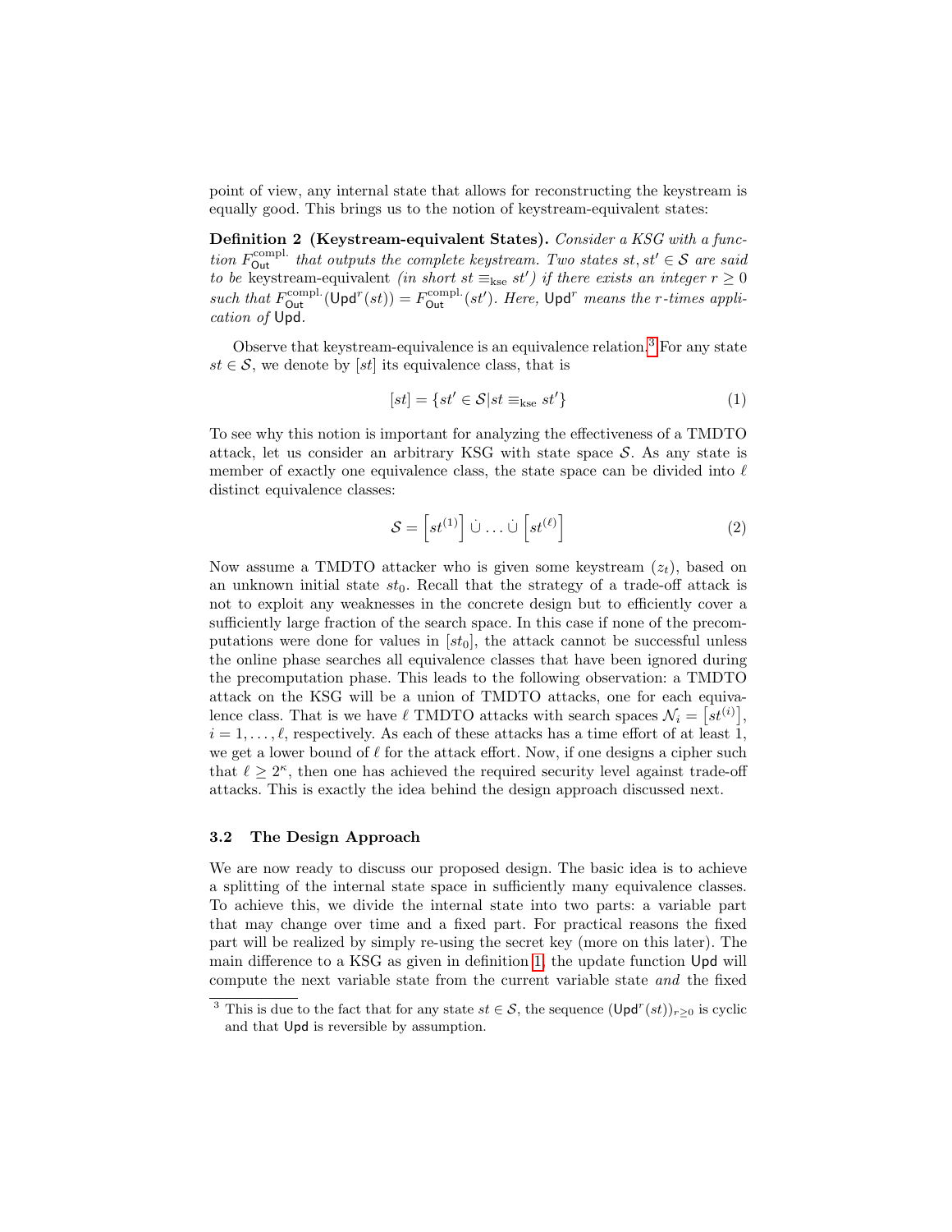point of view, any internal state that allows for reconstructing the keystream is equally good. This brings us to the notion of keystream-equivalent states:

**Definition 2 (Keystream-equivalent States).** *Consider a KSG with a function $F_{\mathsf{Out}}^{\text{compl.}}$ that outputs the complete keystream. Two states $st, st' \in \mathcal{S}$ are said to be* keystream-equivalent *(in short $st \equiv_{\text{kse}} st'$) if there exists an integer $r \geq 0$ such that $F_{\mathsf{Out}}^{\text{compl.}}(\mathsf{Upd}^r(st)) = F_{\mathsf{Out}}^{\text{compl.}}(st')$. Here, $\mathsf{Upd}^r$ means the $r$-times application of $\mathsf{Upd}$.*

Observe that keystream-equivalence is an equivalence relation.[3] For any state $st \in \mathcal{S}$, we denote by $[st]$ its equivalence class, that is

$$[st] = \{st' \in \mathcal{S} | st \equiv_{\text{kse}} st'\} \tag{1}$$

To see why this notion is important for analyzing the effectiveness of a TMDTO attack, let us consider an arbitrary KSG with state space $\mathcal{S}$. As any state is member of exactly one equivalence class, the state space can be divided into $\ell$ distinct equivalence classes:

$$\mathcal{S} = \left[st^{(1)}\right] \dot{\cup} \ldots \dot{\cup} \left[st^{(\ell)}\right] \tag{2}$$

Now assume a TMDTO attacker who is given some keystream $(z_t)$, based on an unknown initial state $st_0$. Recall that the strategy of a trade-off attack is not to exploit any weaknesses in the concrete design but to efficiently cover a sufficiently large fraction of the search space. In this case if none of the precomputations were done for values in $[st_0]$, the attack cannot be successful unless the online phase searches all equivalence classes that have been ignored during the precomputation phase. This leads to the following observation: a TMDTO attack on the KSG will be a union of TMDTO attacks, one for each equivalence class. That is we have $\ell$ TMDTO attacks with search spaces $\mathcal{N}_i = \left[st^{(i)}\right]$, $i = 1, \ldots, \ell$, respectively. As each of these attacks has a time effort of at least 1, we get a lower bound of $\ell$ for the attack effort. Now, if one designs a cipher such that $\ell \geq 2^\kappa$, then one has achieved the required security level against trade-off attacks. This is exactly the idea behind the design approach discussed next.

### 3.2 The Design Approach

We are now ready to discuss our proposed design. The basic idea is to achieve a splitting of the internal state space in sufficiently many equivalence classes. To achieve this, we divide the internal state into two parts: a variable part that may change over time and a fixed part. For practical reasons the fixed part will be realized by simply re-using the secret key (more on this later). The main difference to a KSG as given in definition 1, the update function $\mathsf{Upd}$ will compute the next variable state from the current variable state *and* the fixed

[3] This is due to the fact that for any state $st \in \mathcal{S}$, the sequence $(\mathsf{Upd}^r(st))_{r \geq 0}$ is cyclic and that $\mathsf{Upd}$ is reversible by assumption.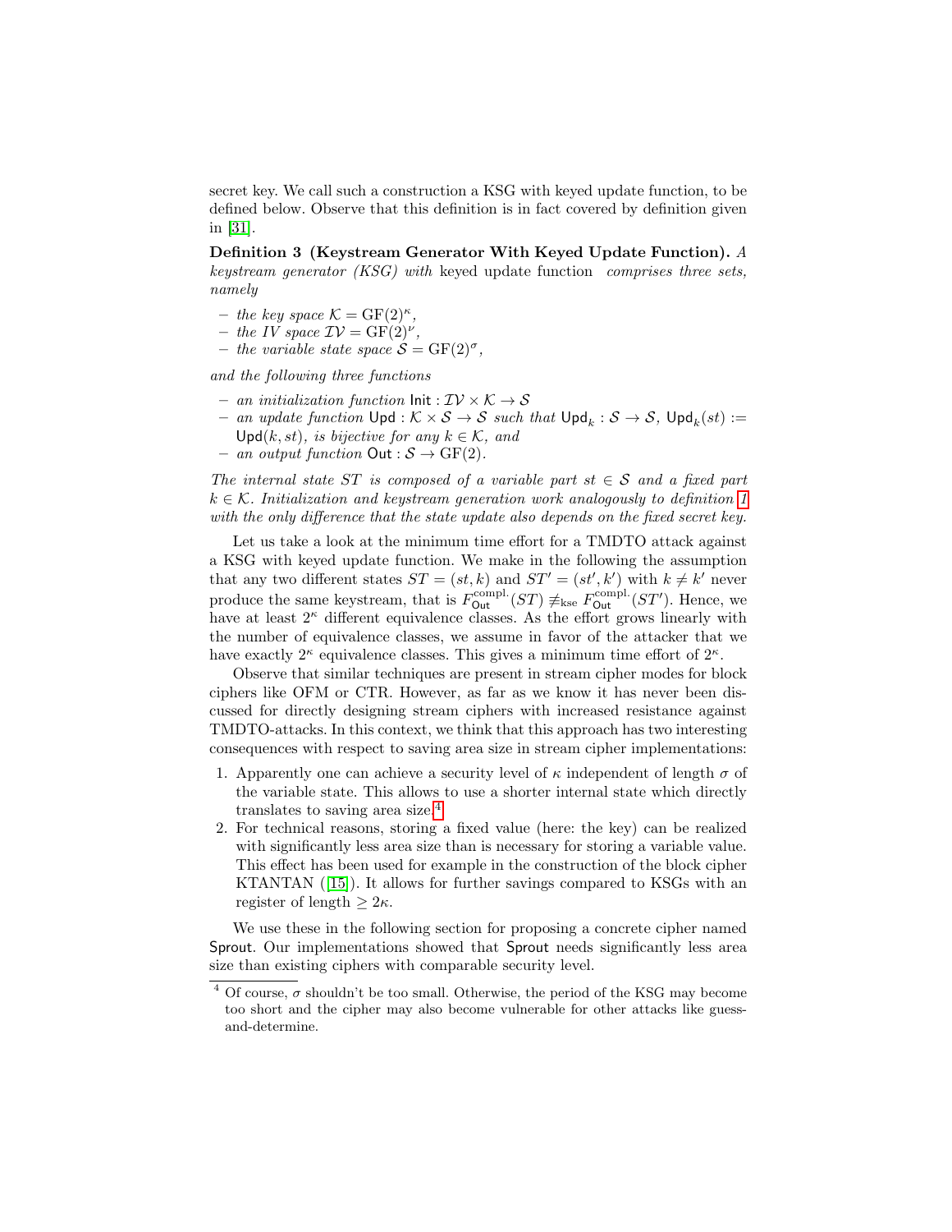secret key. We call such a construction a KSG with keyed update function, to be defined below. Observe that this definition is in fact covered by definition given in [31].

**Definition 3 (Keystream Generator With Keyed Update Function).** *A keystream generator (KSG) with* keyed update function *comprises three sets, namely*

- *the key space* $\mathcal{K} = \mathrm{GF}(2)^{\kappa}$,
- *the IV space* $\mathcal{IV} = \mathrm{GF}(2)^{\nu}$,
- *the variable state space* $\mathcal{S} = \mathrm{GF}(2)^{\sigma}$,

*and the following three functions*

- *an initialization function* $\mathsf{Init} : \mathcal{IV} \times \mathcal{K} \to \mathcal{S}$
- *an update function* $\mathsf{Upd} : \mathcal{K} \times \mathcal{S} \to \mathcal{S}$ *such that* $\mathsf{Upd}_k : \mathcal{S} \to \mathcal{S}$, $\mathsf{Upd}_k(st) := \mathsf{Upd}(k, st)$, *is bijective for any* $k \in \mathcal{K}$, *and*
- *an output function* $\mathsf{Out} : \mathcal{S} \to \mathrm{GF}(2)$.

*The internal state* $ST$ *is composed of a variable part* $st \in \mathcal{S}$ *and a fixed part* $k \in \mathcal{K}$. *Initialization and keystream generation work analogously to definition 1 with the only difference that the state update also depends on the fixed secret key.*

Let us take a look at the minimum time effort for a TMDTO attack against a KSG with keyed update function. We make in the following the assumption that any two different states $ST = (st, k)$ and $ST' = (st', k')$ with $k \neq k'$ never produce the same keystream, that is $F_{\mathsf{Out}}^{\text{compl.}}(ST) \not\equiv_{\text{kse}} F_{\mathsf{Out}}^{\text{compl.}}(ST')$. Hence, we have at least $2^{\kappa}$ different equivalence classes. As the effort grows linearly with the number of equivalence classes, we assume in favor of the attacker that we have exactly $2^{\kappa}$ equivalence classes. This gives a minimum time effort of $2^{\kappa}$.

Observe that similar techniques are present in stream cipher modes for block ciphers like OFM or CTR. However, as far as we know it has never been discussed for directly designing stream ciphers with increased resistance against TMDTO-attacks. In this context, we think that this approach has two interesting consequences with respect to saving area size in stream cipher implementations:

1. Apparently one can achieve a security level of $\kappa$ independent of length $\sigma$ of the variable state. This allows to use a shorter internal state which directly translates to saving area size.[4]
2. For technical reasons, storing a fixed value (here: the key) can be realized with significantly less area size than is necessary for storing a variable value. This effect has been used for example in the construction of the block cipher KTANTAN ([15]). It allows for further savings compared to KSGs with an register of length $\geq 2\kappa$.

We use these in the following section for proposing a concrete cipher named Sprout. Our implementations showed that Sprout needs significantly less area size than existing ciphers with comparable security level.

[4] Of course, $\sigma$ shouldn't be too small. Otherwise, the period of the KSG may become too short and the cipher may also become vulnerable for other attacks like guess-and-determine.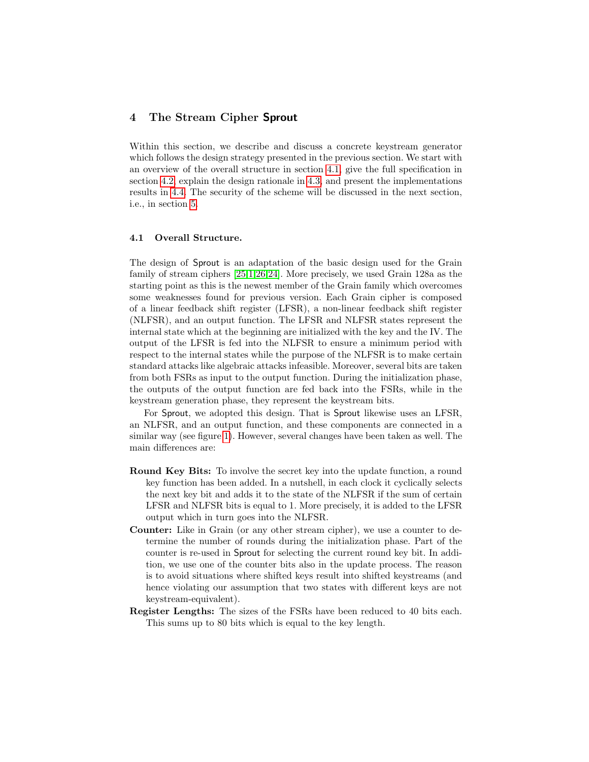## 4 The Stream Cipher Sprout

Within this section, we describe and discuss a concrete keystream generator which follows the design strategy presented in the previous section. We start with an overview of the overall structure in section 4.1, give the full specification in section 4.2, explain the design rationale in 4.3, and present the implementations results in 4.4. The security of the scheme will be discussed in the next section, i.e., in section 5.

### 4.1 Overall Structure.

The design of Sprout is an adaptation of the basic design used for the Grain family of stream ciphers [25,1,26,24]. More precisely, we used Grain 128a as the starting point as this is the newest member of the Grain family which overcomes some weaknesses found for previous version. Each Grain cipher is composed of a linear feedback shift register (LFSR), a non-linear feedback shift register (NLFSR), and an output function. The LFSR and NLFSR states represent the internal state which at the beginning are initialized with the key and the IV. The output of the LFSR is fed into the NLFSR to ensure a minimum period with respect to the internal states while the purpose of the NLFSR is to make certain standard attacks like algebraic attacks infeasible. Moreover, several bits are taken from both FSRs as input to the output function. During the initialization phase, the outputs of the output function are fed back into the FSRs, while in the keystream generation phase, they represent the keystream bits.

For Sprout, we adopted this design. That is Sprout likewise uses an LFSR, an NLFSR, and an output function, and these components are connected in a similar way (see figure 1). However, several changes have been taken as well. The main differences are:

- **Round Key Bits:** To involve the secret key into the update function, a round key function has been added. In a nutshell, in each clock it cyclically selects the next key bit and adds it to the state of the NLFSR if the sum of certain LFSR and NLFSR bits is equal to 1. More precisely, it is added to the LFSR output which in turn goes into the NLFSR.
- **Counter:** Like in Grain (or any other stream cipher), we use a counter to determine the number of rounds during the initialization phase. Part of the counter is re-used in Sprout for selecting the current round key bit. In addition, we use one of the counter bits also in the update process. The reason is to avoid situations where shifted keys result into shifted keystreams (and hence violating our assumption that two states with different keys are not keystream-equivalent).
- **Register Lengths:** The sizes of the FSRs have been reduced to 40 bits each. This sums up to 80 bits which is equal to the key length.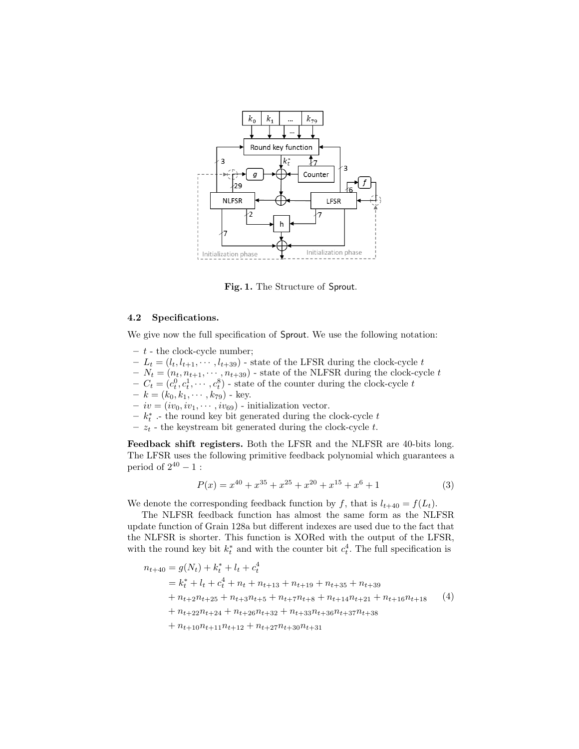**Fig. 1.** The Structure of Sprout.

### 4.2 Specifications.

We give now the full specification of Sprout. We use the following notation:

- $t$ - the clock-cycle number;
- $L_t = (l_t, l_{t+1}, \cdots, l_{t+39})$ - state of the LFSR during the clock-cycle $t$
- $N_t = (n_t, n_{t+1}, \cdots, n_{t+39})$ - state of the NLFSR during the clock-cycle $t$
- $C_t = (c_t^0, c_t^1, \cdots, c_t^8)$ - state of the counter during the clock-cycle $t$
- $k = (k_0, k_1, \cdots, k_{79})$ - key.
- $iv = (iv_0, iv_1, \cdots, iv_{69})$ - initialization vector.
- $k_t^*$ .- the round key bit generated during the clock-cycle $t$
- $z_t$ - the keystream bit generated during the clock-cycle $t$.

**Feedback shift registers.** Both the LFSR and the NLFSR are 40-bits long. The LFSR uses the following primitive feedback polynomial which guarantees a period of $2^{40} - 1$ :

$$P(x) = x^{40} + x^{35} + x^{25} + x^{20} + x^{15} + x^6 + 1 \tag{3}$$

We denote the corresponding feedback function by $f$, that is $l_{t+40} = f(L_t)$.

The NLFSR feedback function has almost the same form as the NLFSR update function of Grain 128a but different indexes are used due to the fact that the NLFSR is shorter. This function is XORed with the output of the LFSR, with the round key bit $k_t^*$ and with the counter bit $c_t^4$. The full specification is

$$\begin{aligned}
n_{t+40} &= g(N_t) + k_t^* + l_t + c_t^4 \\
&= k_t^* + l_t + c_t^4 + n_t + n_{t+13} + n_{t+19} + n_{t+35} + n_{t+39} \\
&+ n_{t+2}n_{t+25} + n_{t+3}n_{t+5} + n_{t+7}n_{t+8} + n_{t+14}n_{t+21} + n_{t+16}n_{t+18} \\
&+ n_{t+22}n_{t+24} + n_{t+26}n_{t+32} + n_{t+33}n_{t+36}n_{t+37}n_{t+38} \\
&+ n_{t+10}n_{t+11}n_{t+12} + n_{t+27}n_{t+30}n_{t+31}
\end{aligned} \tag{4}$$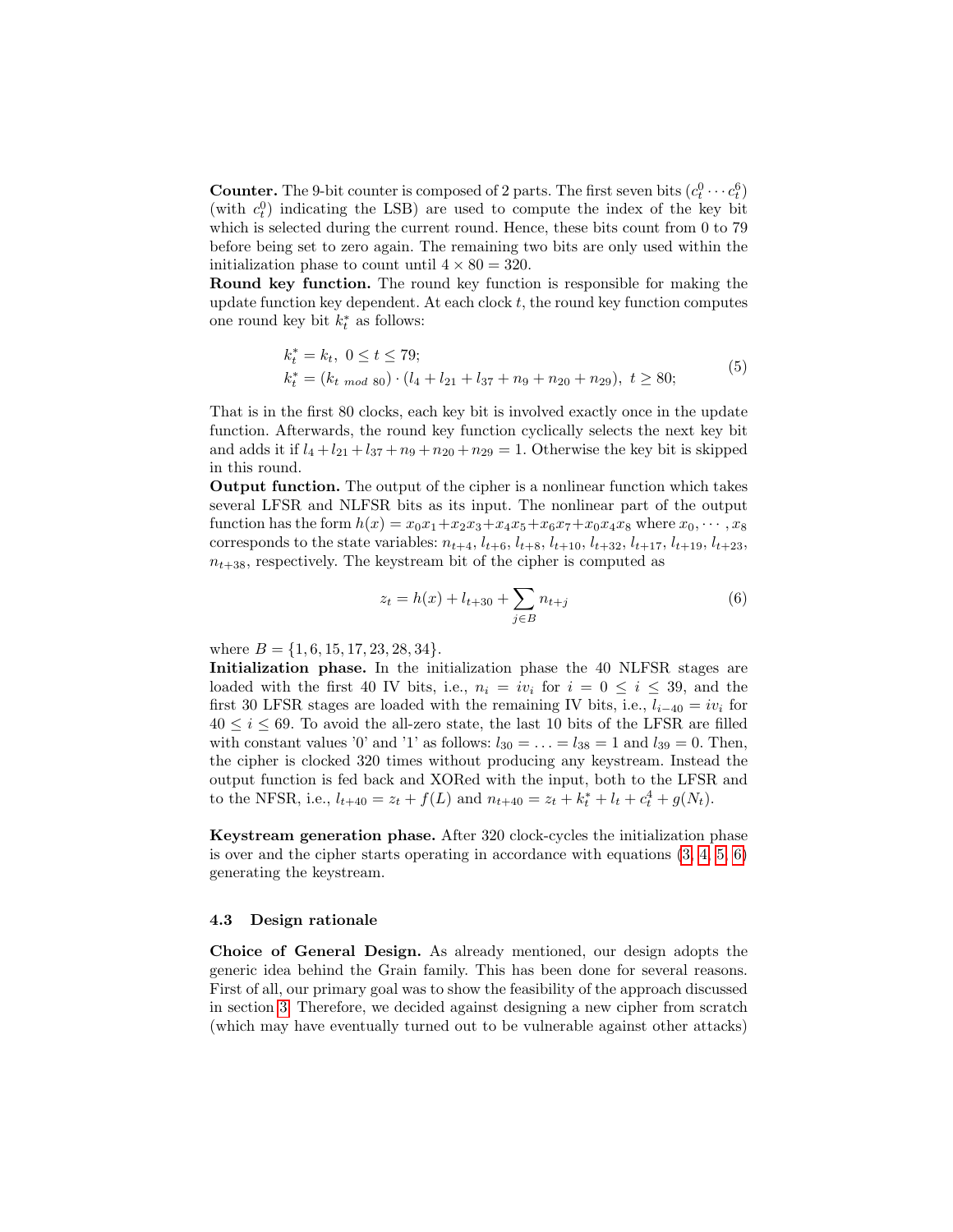**Counter.** The 9-bit counter is composed of 2 parts. The first seven bits ($c_t^0 \cdots c_t^6$) (with $c_t^0$) indicating the LSB) are used to compute the index of the key bit which is selected during the current round. Hence, these bits count from 0 to 79 before being set to zero again. The remaining two bits are only used within the initialization phase to count until $4 \times 80 = 320$.

**Round key function.** The round key function is responsible for making the update function key dependent. At each clock $t$, the round key function computes one round key bit $k_t^*$ as follows:

$$
\begin{aligned}
&k_t^* = k_t, \; 0 \leq t \leq 79; \\
&k_t^* = (k_{t \; mod \; 80}) \cdot (l_4 + l_{21} + l_{37} + n_9 + n_{20} + n_{29}), \; t \geq 80;
\end{aligned} \tag{5}
$$

That is in the first 80 clocks, each key bit is involved exactly once in the update function. Afterwards, the round key function cyclically selects the next key bit and adds it if $l_4 + l_{21} + l_{37} + n_9 + n_{20} + n_{29} = 1$. Otherwise the key bit is skipped in this round.

**Output function.** The output of the cipher is a nonlinear function which takes several LFSR and NLFSR bits as its input. The nonlinear part of the output function has the form $h(x) = x_0x_1 + x_2x_3 + x_4x_5 + x_6x_7 + x_0x_4x_8$ where $x_0, \cdots, x_8$ corresponds to the state variables: $n_{t+4}$, $l_{t+6}$, $l_{t+8}$, $l_{t+10}$, $l_{t+32}$, $l_{t+17}$, $l_{t+19}$, $l_{t+23}$, $n_{t+38}$, respectively. The keystream bit of the cipher is computed as

$$
z_t = h(x) + l_{t+30} + \sum_{j \in B} n_{t+j} \tag{6}
$$

where $B = \{1, 6, 15, 17, 23, 28, 34\}$.

**Initialization phase.** In the initialization phase the 40 NLFSR stages are loaded with the first 40 IV bits, i.e., $n_i = iv_i$ for $i = 0 \leq i \leq 39$, and the first 30 LFSR stages are loaded with the remaining IV bits, i.e., $l_{i-40} = iv_i$ for $40 \leq i \leq 69$. To avoid the all-zero state, the last 10 bits of the LFSR are filled with constant values '0' and '1' as follows: $l_{30} = \ldots = l_{38} = 1$ and $l_{39} = 0$. Then, the cipher is clocked 320 times without producing any keystream. Instead the output function is fed back and XORed with the input, both to the LFSR and to the NFSR, i.e., $l_{t+40} = z_t + f(L)$ and $n_{t+40} = z_t + k_t^* + l_t + c_t^4 + g(N_t)$.

**Keystream generation phase.** After 320 clock-cycles the initialization phase is over and the cipher starts operating in accordance with equations (3, 4, 5, 6) generating the keystream.

### 4.3 Design rationale

**Choice of General Design.** As already mentioned, our design adopts the generic idea behind the Grain family. This has been done for several reasons. First of all, our primary goal was to show the feasibility of the approach discussed in section 3. Therefore, we decided against designing a new cipher from scratch (which may have eventually turned out to be vulnerable against other attacks)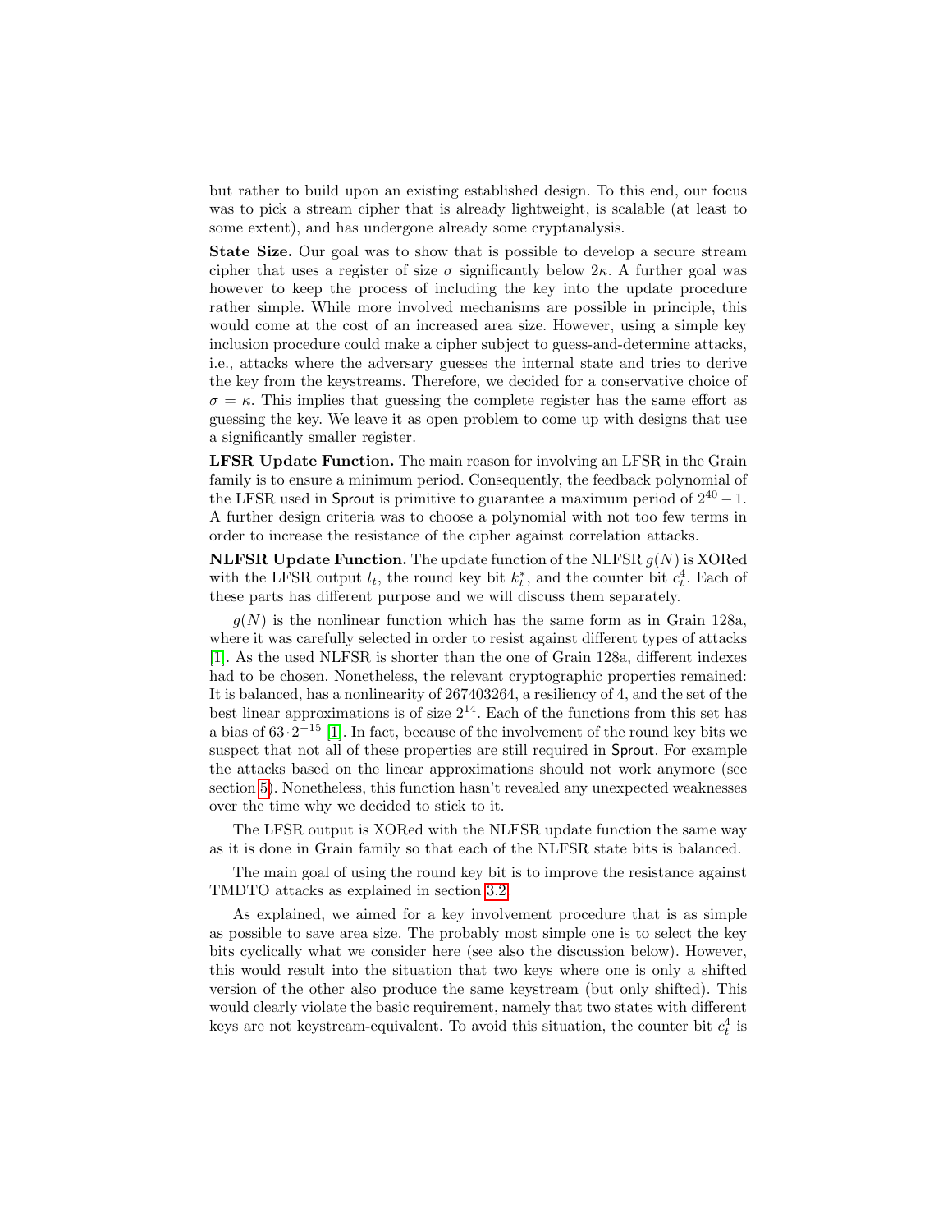but rather to build upon an existing established design. To this end, our focus was to pick a stream cipher that is already lightweight, is scalable (at least to some extent), and has undergone already some cryptanalysis.

**State Size.** Our goal was to show that is possible to develop a secure stream cipher that uses a register of size $\sigma$ significantly below $2\kappa$. A further goal was however to keep the process of including the key into the update procedure rather simple. While more involved mechanisms are possible in principle, this would come at the cost of an increased area size. However, using a simple key inclusion procedure could make a cipher subject to guess-and-determine attacks, i.e., attacks where the adversary guesses the internal state and tries to derive the key from the keystreams. Therefore, we decided for a conservative choice of $\sigma = \kappa$. This implies that guessing the complete register has the same effort as guessing the key. We leave it as open problem to come up with designs that use a significantly smaller register.

**LFSR Update Function.** The main reason for involving an LFSR in the Grain family is to ensure a minimum period. Consequently, the feedback polynomial of the LFSR used in Sprout is primitive to guarantee a maximum period of $2^{40} - 1$. A further design criteria was to choose a polynomial with not too few terms in order to increase the resistance of the cipher against correlation attacks.

**NLFSR Update Function.** The update function of the NLFSR $g(N)$ is XORed with the LFSR output $l_t$, the round key bit $k_t^*$, and the counter bit $c_t^4$. Each of these parts has different purpose and we will discuss them separately.

$g(N)$ is the nonlinear function which has the same form as in Grain 128a, where it was carefully selected in order to resist against different types of attacks [1]. As the used NLFSR is shorter than the one of Grain 128a, different indexes had to be chosen. Nonetheless, the relevant cryptographic properties remained: It is balanced, has a nonlinearity of 267403264, a resiliency of 4, and the set of the best linear approximations is of size $2^{14}$. Each of the functions from this set has a bias of $63 \cdot 2^{-15}$ [1]. In fact, because of the involvement of the round key bits we suspect that not all of these properties are still required in Sprout. For example the attacks based on the linear approximations should not work anymore (see section 5). Nonetheless, this function hasn't revealed any unexpected weaknesses over the time why we decided to stick to it.

The LFSR output is XORed with the NLFSR update function the same way as it is done in Grain family so that each of the NLFSR state bits is balanced.

The main goal of using the round key bit is to improve the resistance against TMDTO attacks as explained in section 3.2.

As explained, we aimed for a key involvement procedure that is as simple as possible to save area size. The probably most simple one is to select the key bits cyclically what we consider here (see also the discussion below). However, this would result into the situation that two keys where one is only a shifted version of the other also produce the same keystream (but only shifted). This would clearly violate the basic requirement, namely that two states with different keys are not keystream-equivalent. To avoid this situation, the counter bit $c_t^4$ is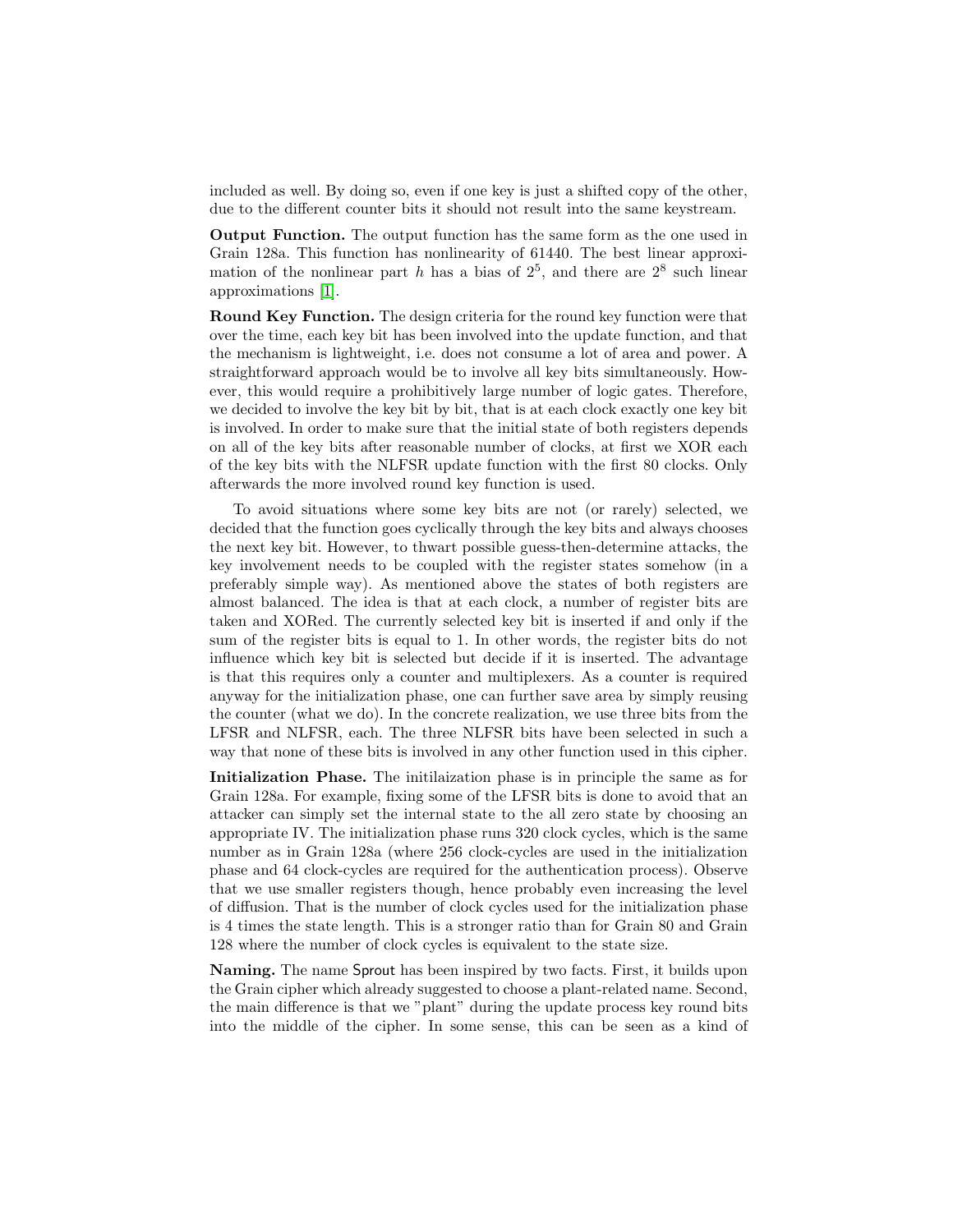included as well. By doing so, even if one key is just a shifted copy of the other, due to the different counter bits it should not result into the same keystream.

**Output Function.** The output function has the same form as the one used in Grain 128a. This function has nonlinearity of 61440. The best linear approximation of the nonlinear part $h$ has a bias of $2^5$, and there are $2^8$ such linear approximations [1].

**Round Key Function.** The design criteria for the round key function were that over the time, each key bit has been involved into the update function, and that the mechanism is lightweight, i.e. does not consume a lot of area and power. A straightforward approach would be to involve all key bits simultaneously. However, this would require a prohibitively large number of logic gates. Therefore, we decided to involve the key bit by bit, that is at each clock exactly one key bit is involved. In order to make sure that the initial state of both registers depends on all of the key bits after reasonable number of clocks, at first we XOR each of the key bits with the NLFSR update function with the first 80 clocks. Only afterwards the more involved round key function is used.

To avoid situations where some key bits are not (or rarely) selected, we decided that the function goes cyclically through the key bits and always chooses the next key bit. However, to thwart possible guess-then-determine attacks, the key involvement needs to be coupled with the register states somehow (in a preferably simple way). As mentioned above the states of both registers are almost balanced. The idea is that at each clock, a number of register bits are taken and XORed. The currently selected key bit is inserted if and only if the sum of the register bits is equal to 1. In other words, the register bits do not influence which key bit is selected but decide if it is inserted. The advantage is that this requires only a counter and multiplexers. As a counter is required anyway for the initialization phase, one can further save area by simply reusing the counter (what we do). In the concrete realization, we use three bits from the LFSR and NLFSR, each. The three NLFSR bits have been selected in such a way that none of these bits is involved in any other function used in this cipher.

**Initialization Phase.** The initilaization phase is in principle the same as for Grain 128a. For example, fixing some of the LFSR bits is done to avoid that an attacker can simply set the internal state to the all zero state by choosing an appropriate IV. The initialization phase runs 320 clock cycles, which is the same number as in Grain 128a (where 256 clock-cycles are used in the initialization phase and 64 clock-cycles are required for the authentication process). Observe that we use smaller registers though, hence probably even increasing the level of diffusion. That is the number of clock cycles used for the initialization phase is 4 times the state length. This is a stronger ratio than for Grain 80 and Grain 128 where the number of clock cycles is equivalent to the state size.

**Naming.** The name Sprout has been inspired by two facts. First, it builds upon the Grain cipher which already suggested to choose a plant-related name. Second, the main difference is that we "plant" during the update process key round bits into the middle of the cipher. In some sense, this can be seen as a kind of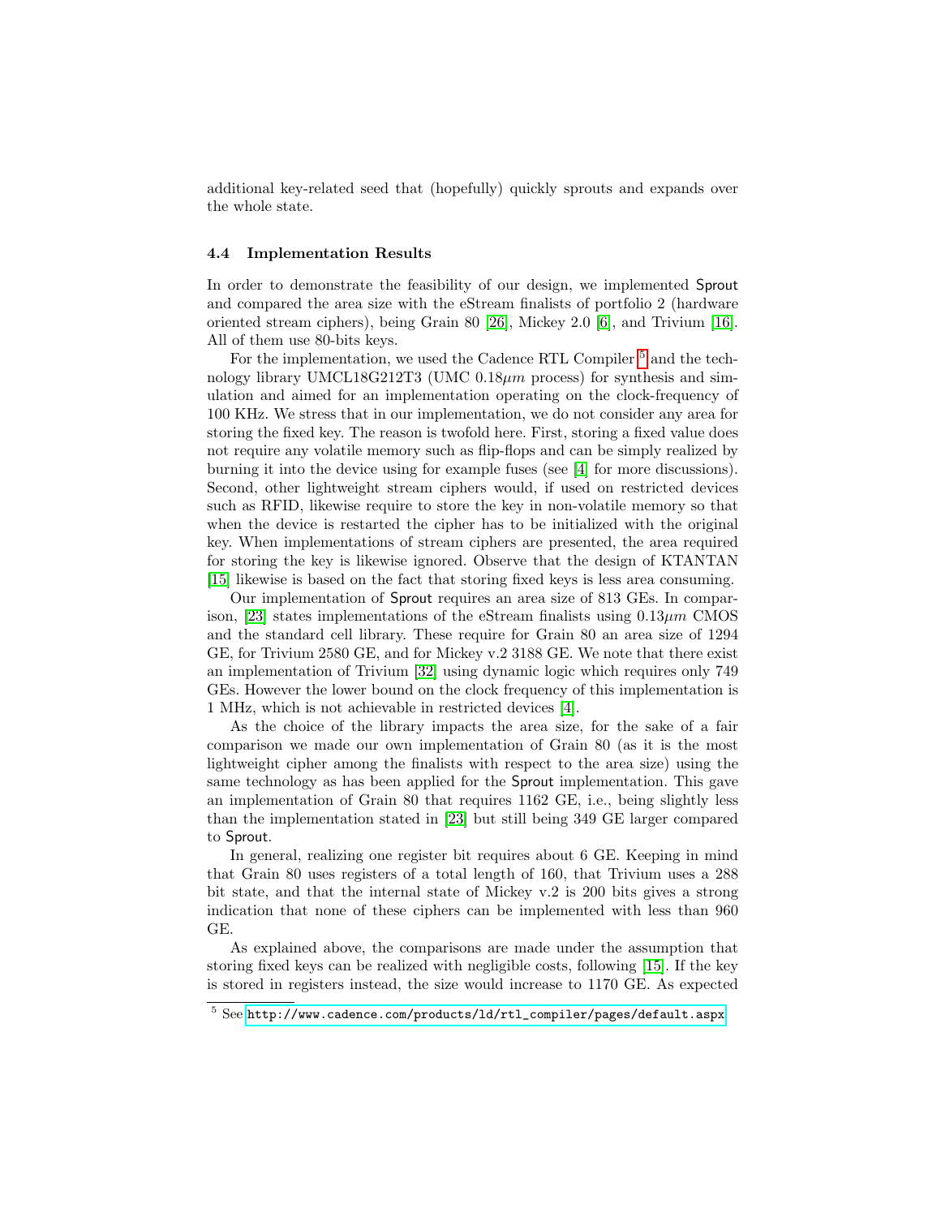additional key-related seed that (hopefully) quickly sprouts and expands over the whole state.

### 4.4 Implementation Results

In order to demonstrate the feasibility of our design, we implemented Sprout and compared the area size with the eStream finalists of portfolio 2 (hardware oriented stream ciphers), being Grain 80 [26], Mickey 2.0 [6], and Trivium [16]. All of them use 80-bits keys.

For the implementation, we used the Cadence RTL Compiler [5] and the technology library UMCL18G212T3 (UMC 0.18$\mu m$ process) for synthesis and simulation and aimed for an implementation operating on the clock-frequency of 100 KHz. We stress that in our implementation, we do not consider any area for storing the fixed key. The reason is twofold here. First, storing a fixed value does not require any volatile memory such as flip-flops and can be simply realized by burning it into the device using for example fuses (see [4] for more discussions). Second, other lightweight stream ciphers would, if used on restricted devices such as RFID, likewise require to store the key in non-volatile memory so that when the device is restarted the cipher has to be initialized with the original key. When implementations of stream ciphers are presented, the area required for storing the key is likewise ignored. Observe that the design of KTANTAN [15] likewise is based on the fact that storing fixed keys is less area consuming.

Our implementation of Sprout requires an area size of 813 GEs. In comparison, [23] states implementations of the eStream finalists using 0.13$\mu m$ CMOS and the standard cell library. These require for Grain 80 an area size of 1294 GE, for Trivium 2580 GE, and for Mickey v.2 3188 GE. We note that there exist an implementation of Trivium [32] using dynamic logic which requires only 749 GEs. However the lower bound on the clock frequency of this implementation is 1 MHz, which is not achievable in restricted devices [4].

As the choice of the library impacts the area size, for the sake of a fair comparison we made our own implementation of Grain 80 (as it is the most lightweight cipher among the finalists with respect to the area size) using the same technology as has been applied for the Sprout implementation. This gave an implementation of Grain 80 that requires 1162 GE, i.e., being slightly less than the implementation stated in [23] but still being 349 GE larger compared to Sprout.

In general, realizing one register bit requires about 6 GE. Keeping in mind that Grain 80 uses registers of a total length of 160, that Trivium uses a 288 bit state, and that the internal state of Mickey v.2 is 200 bits gives a strong indication that none of these ciphers can be implemented with less than 960 GE.

As explained above, the comparisons are made under the assumption that storing fixed keys can be realized with negligible costs, following [15]. If the key is stored in registers instead, the size would increase to 1170 GE. As expected

[5] See http://www.cadence.com/products/ld/rtl_compiler/pages/default.aspx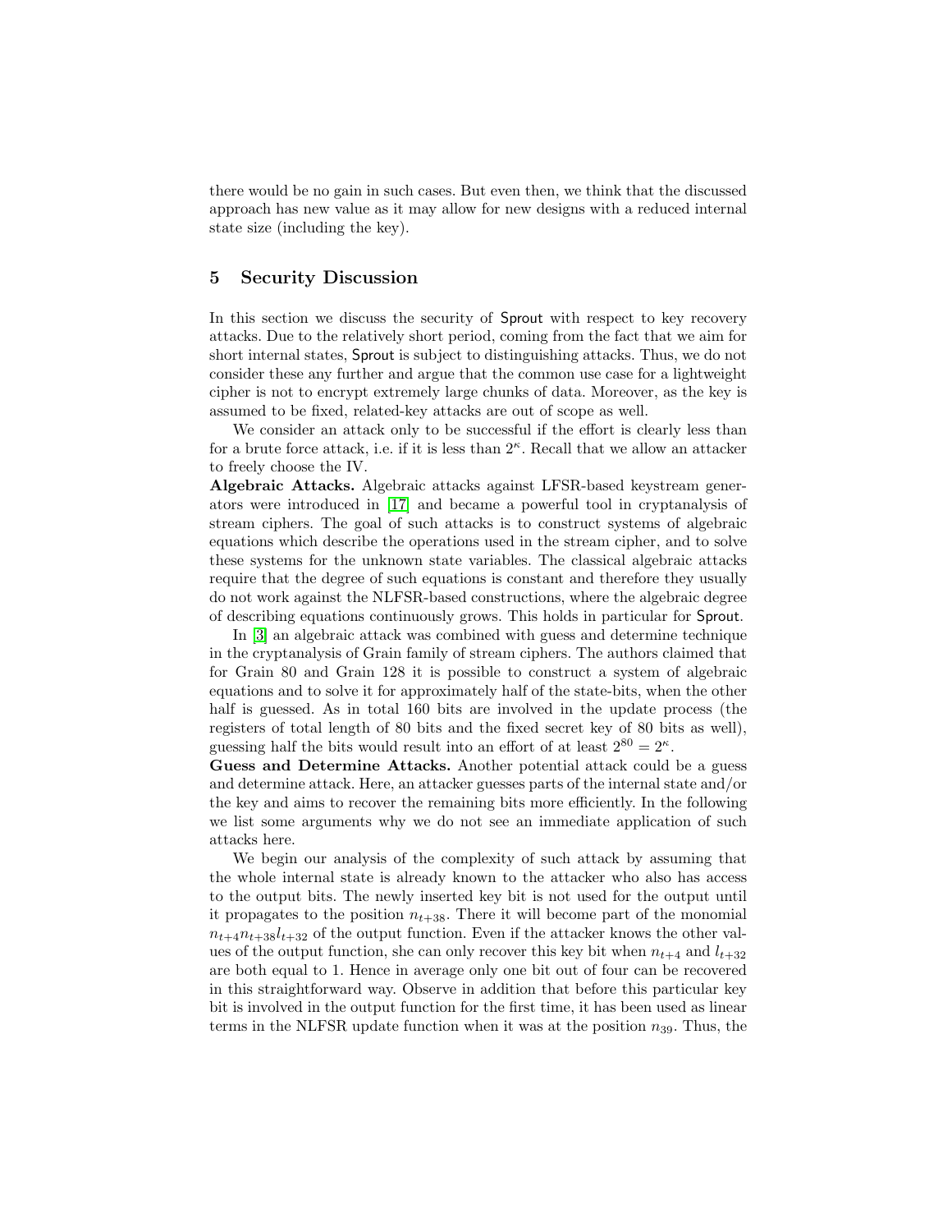there would be no gain in such cases. But even then, we think that the discussed approach has new value as it may allow for new designs with a reduced internal state size (including the key).

## 5 Security Discussion

In this section we discuss the security of Sprout with respect to key recovery attacks. Due to the relatively short period, coming from the fact that we aim for short internal states, Sprout is subject to distinguishing attacks. Thus, we do not consider these any further and argue that the common use case for a lightweight cipher is not to encrypt extremely large chunks of data. Moreover, as the key is assumed to be fixed, related-key attacks are out of scope as well.

We consider an attack only to be successful if the effort is clearly less than for a brute force attack, i.e. if it is less than $2^\kappa$. Recall that we allow an attacker to freely choose the IV.

**Algebraic Attacks.** Algebraic attacks against LFSR-based keystream generators were introduced in [17] and became a powerful tool in cryptanalysis of stream ciphers. The goal of such attacks is to construct systems of algebraic equations which describe the operations used in the stream cipher, and to solve these systems for the unknown state variables. The classical algebraic attacks require that the degree of such equations is constant and therefore they usually do not work against the NLFSR-based constructions, where the algebraic degree of describing equations continuously grows. This holds in particular for Sprout.

In [3] an algebraic attack was combined with guess and determine technique in the cryptanalysis of Grain family of stream ciphers. The authors claimed that for Grain 80 and Grain 128 it is possible to construct a system of algebraic equations and to solve it for approximately half of the state-bits, when the other half is guessed. As in total 160 bits are involved in the update process (the registers of total length of 80 bits and the fixed secret key of 80 bits as well), guessing half the bits would result into an effort of at least $2^{80} = 2^\kappa$.

**Guess and Determine Attacks.** Another potential attack could be a guess and determine attack. Here, an attacker guesses parts of the internal state and/or the key and aims to recover the remaining bits more efficiently. In the following we list some arguments why we do not see an immediate application of such attacks here.

We begin our analysis of the complexity of such attack by assuming that the whole internal state is already known to the attacker who also has access to the output bits. The newly inserted key bit is not used for the output until it propagates to the position $n_{t+38}$. There it will become part of the monomial $n_{t+4}n_{t+38}l_{t+32}$ of the output function. Even if the attacker knows the other values of the output function, she can only recover this key bit when $n_{t+4}$ and $l_{t+32}$ are both equal to 1. Hence in average only one bit out of four can be recovered in this straightforward way. Observe in addition that before this particular key bit is involved in the output function for the first time, it has been used as linear terms in the NLFSR update function when it was at the position $n_{39}$. Thus, the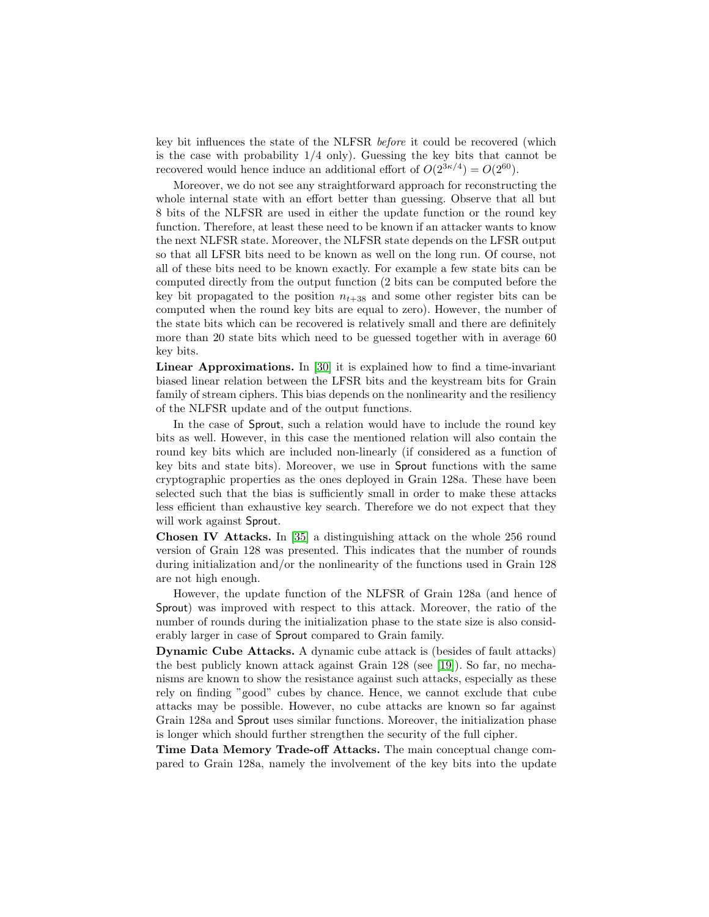key bit influences the state of the NLFSR *before* it could be recovered (which is the case with probability 1/4 only). Guessing the key bits that cannot be recovered would hence induce an additional effort of $O(2^{3\kappa/4}) = O(2^{60})$.

Moreover, we do not see any straightforward approach for reconstructing the whole internal state with an effort better than guessing. Observe that all but 8 bits of the NLFSR are used in either the update function or the round key function. Therefore, at least these need to be known if an attacker wants to know the next NLFSR state. Moreover, the NLFSR state depends on the LFSR output so that all LFSR bits need to be known as well on the long run. Of course, not all of these bits need to be known exactly. For example a few state bits can be computed directly from the output function (2 bits can be computed before the key bit propagated to the position $n_{t+38}$ and some other register bits can be computed when the round key bits are equal to zero). However, the number of the state bits which can be recovered is relatively small and there are definitely more than 20 state bits which need to be guessed together with in average 60 key bits.

**Linear Approximations.** In [30] it is explained how to find a time-invariant biased linear relation between the LFSR bits and the keystream bits for Grain family of stream ciphers. This bias depends on the nonlinearity and the resiliency of the NLFSR update and of the output functions.

In the case of Sprout, such a relation would have to include the round key bits as well. However, in this case the mentioned relation will also contain the round key bits which are included non-linearly (if considered as a function of key bits and state bits). Moreover, we use in Sprout functions with the same cryptographic properties as the ones deployed in Grain 128a. These have been selected such that the bias is sufficiently small in order to make these attacks less efficient than exhaustive key search. Therefore we do not expect that they will work against Sprout.

**Chosen IV Attacks.** In [35] a distinguishing attack on the whole 256 round version of Grain 128 was presented. This indicates that the number of rounds during initialization and/or the nonlinearity of the functions used in Grain 128 are not high enough.

However, the update function of the NLFSR of Grain 128a (and hence of Sprout) was improved with respect to this attack. Moreover, the ratio of the number of rounds during the initialization phase to the state size is also considerably larger in case of Sprout compared to Grain family.

**Dynamic Cube Attacks.** A dynamic cube attack is (besides of fault attacks) the best publicly known attack against Grain 128 (see [19]). So far, no mechanisms are known to show the resistance against such attacks, especially as these rely on finding "good" cubes by chance. Hence, we cannot exclude that cube attacks may be possible. However, no cube attacks are known so far against Grain 128a and Sprout uses similar functions. Moreover, the initialization phase is longer which should further strengthen the security of the full cipher.

**Time Data Memory Trade-off Attacks.** The main conceptual change compared to Grain 128a, namely the involvement of the key bits into the update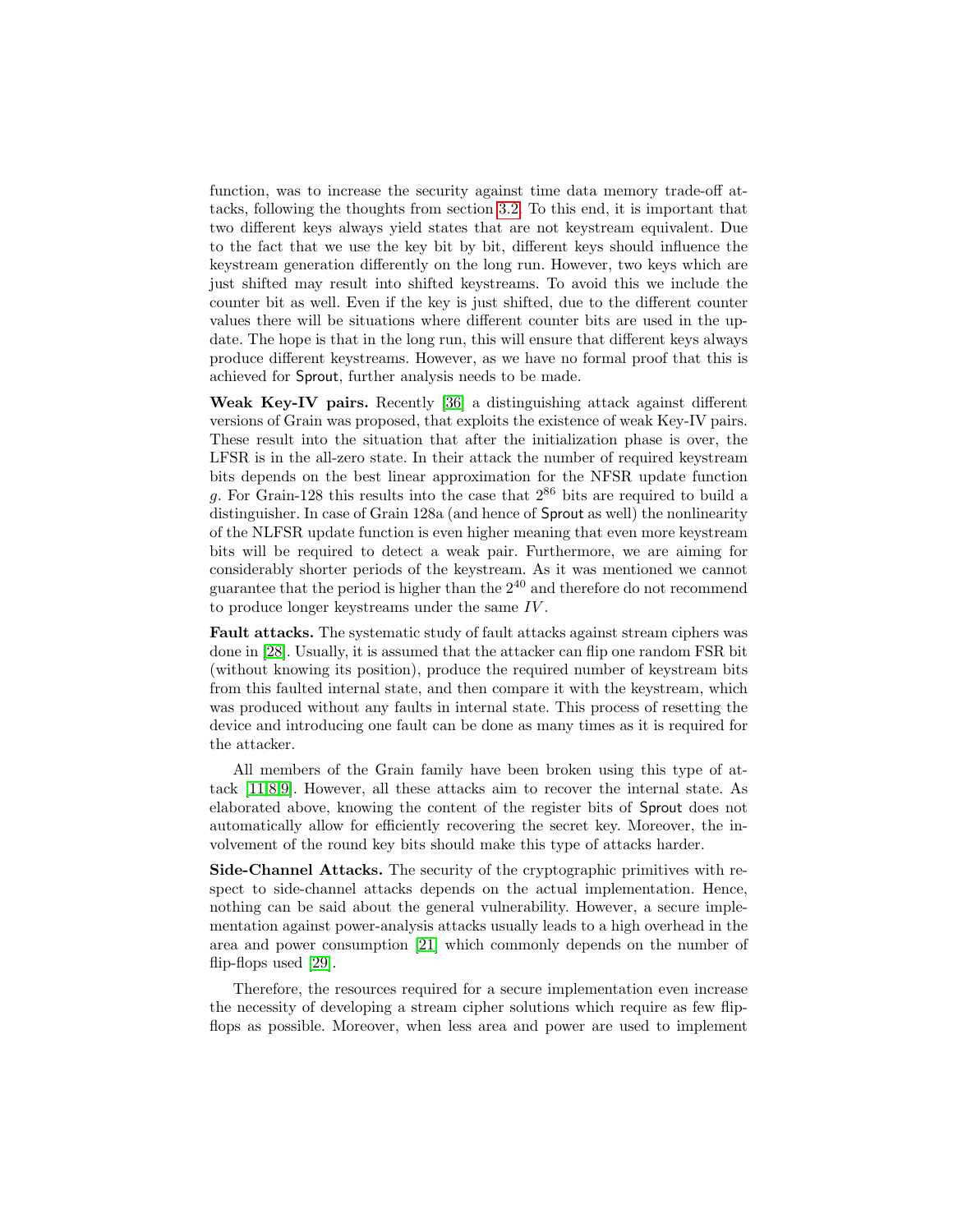function, was to increase the security against time data memory trade-off attacks, following the thoughts from section 3.2. To this end, it is important that two different keys always yield states that are not keystream equivalent. Due to the fact that we use the key bit by bit, different keys should influence the keystream generation differently on the long run. However, two keys which are just shifted may result into shifted keystreams. To avoid this we include the counter bit as well. Even if the key is just shifted, due to the different counter values there will be situations where different counter bits are used in the update. The hope is that in the long run, this will ensure that different keys always produce different keystreams. However, as we have no formal proof that this is achieved for Sprout, further analysis needs to be made.

**Weak Key-IV pairs.** Recently [36] a distinguishing attack against different versions of Grain was proposed, that exploits the existence of weak Key-IV pairs. These result into the situation that after the initialization phase is over, the LFSR is in the all-zero state. In their attack the number of required keystream bits depends on the best linear approximation for the NFSR update function $g$. For Grain-128 this results into the case that $2^{86}$ bits are required to build a distinguisher. In case of Grain 128a (and hence of Sprout as well) the nonlinearity of the NLFSR update function is even higher meaning that even more keystream bits will be required to detect a weak pair. Furthermore, we are aiming for considerably shorter periods of the keystream. As it was mentioned we cannot guarantee that the period is higher than the $2^{40}$ and therefore do not recommend to produce longer keystreams under the same $IV$.

**Fault attacks.** The systematic study of fault attacks against stream ciphers was done in [28]. Usually, it is assumed that the attacker can flip one random FSR bit (without knowing its position), produce the required number of keystream bits from this faulted internal state, and then compare it with the keystream, which was produced without any faults in internal state. This process of resetting the device and introducing one fault can be done as many times as it is required for the attacker.

All members of the Grain family have been broken using this type of attack [11,8,9]. However, all these attacks aim to recover the internal state. As elaborated above, knowing the content of the register bits of Sprout does not automatically allow for efficiently recovering the secret key. Moreover, the involvement of the round key bits should make this type of attacks harder.

**Side-Channel Attacks.** The security of the cryptographic primitives with respect to side-channel attacks depends on the actual implementation. Hence, nothing can be said about the general vulnerability. However, a secure implementation against power-analysis attacks usually leads to a high overhead in the area and power consumption [21] which commonly depends on the number of flip-flops used [29].

Therefore, the resources required for a secure implementation even increase the necessity of developing a stream cipher solutions which require as few flip-flops as possible. Moreover, when less area and power are used to implement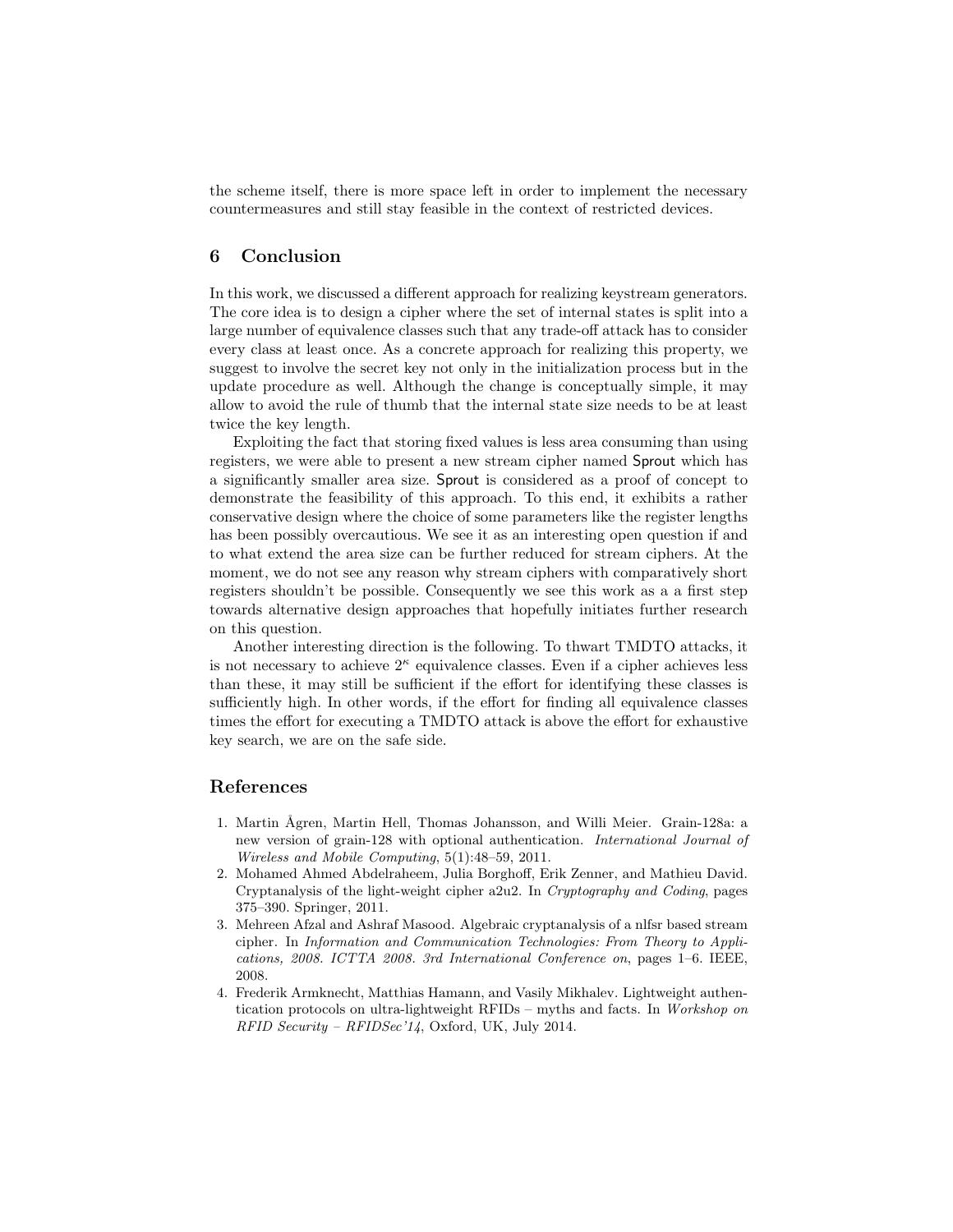the scheme itself, there is more space left in order to implement the necessary countermeasures and still stay feasible in the context of restricted devices.

## 6 Conclusion

In this work, we discussed a different approach for realizing keystream generators. The core idea is to design a cipher where the set of internal states is split into a large number of equivalence classes such that any trade-off attack has to consider every class at least once. As a concrete approach for realizing this property, we suggest to involve the secret key not only in the initialization process but in the update procedure as well. Although the change is conceptually simple, it may allow to avoid the rule of thumb that the internal state size needs to be at least twice the key length.

Exploiting the fact that storing fixed values is less area consuming than using registers, we were able to present a new stream cipher named Sprout which has a significantly smaller area size. Sprout is considered as a proof of concept to demonstrate the feasibility of this approach. To this end, it exhibits a rather conservative design where the choice of some parameters like the register lengths has been possibly overcautious. We see it as an interesting open question if and to what extend the area size can be further reduced for stream ciphers. At the moment, we do not see any reason why stream ciphers with comparatively short registers shouldn't be possible. Consequently we see this work as a a first step towards alternative design approaches that hopefully initiates further research on this question.

Another interesting direction is the following. To thwart TMDTO attacks, it is not necessary to achieve $2^{\kappa}$ equivalence classes. Even if a cipher achieves less than these, it may still be sufficient if the effort for identifying these classes is sufficiently high. In other words, if the effort for finding all equivalence classes times the effort for executing a TMDTO attack is above the effort for exhaustive key search, we are on the safe side.

## References

1. Martin Ågren, Martin Hell, Thomas Johansson, and Willi Meier. Grain-128a: a new version of grain-128 with optional authentication. *International Journal of Wireless and Mobile Computing*, 5(1):48–59, 2011.
2. Mohamed Ahmed Abdelraheem, Julia Borghoff, Erik Zenner, and Mathieu David. Cryptanalysis of the light-weight cipher a2u2. In *Cryptography and Coding*, pages 375–390. Springer, 2011.
3. Mehreen Afzal and Ashraf Masood. Algebraic cryptanalysis of a nlfsr based stream cipher. In *Information and Communication Technologies: From Theory to Applications, 2008. ICTTA 2008. 3rd International Conference on*, pages 1–6. IEEE, 2008.
4. Frederik Armknecht, Matthias Hamann, and Vasily Mikhalev. Lightweight authentication protocols on ultra-lightweight RFIDs – myths and facts. In *Workshop on RFID Security – RFIDSec'14*, Oxford, UK, July 2014.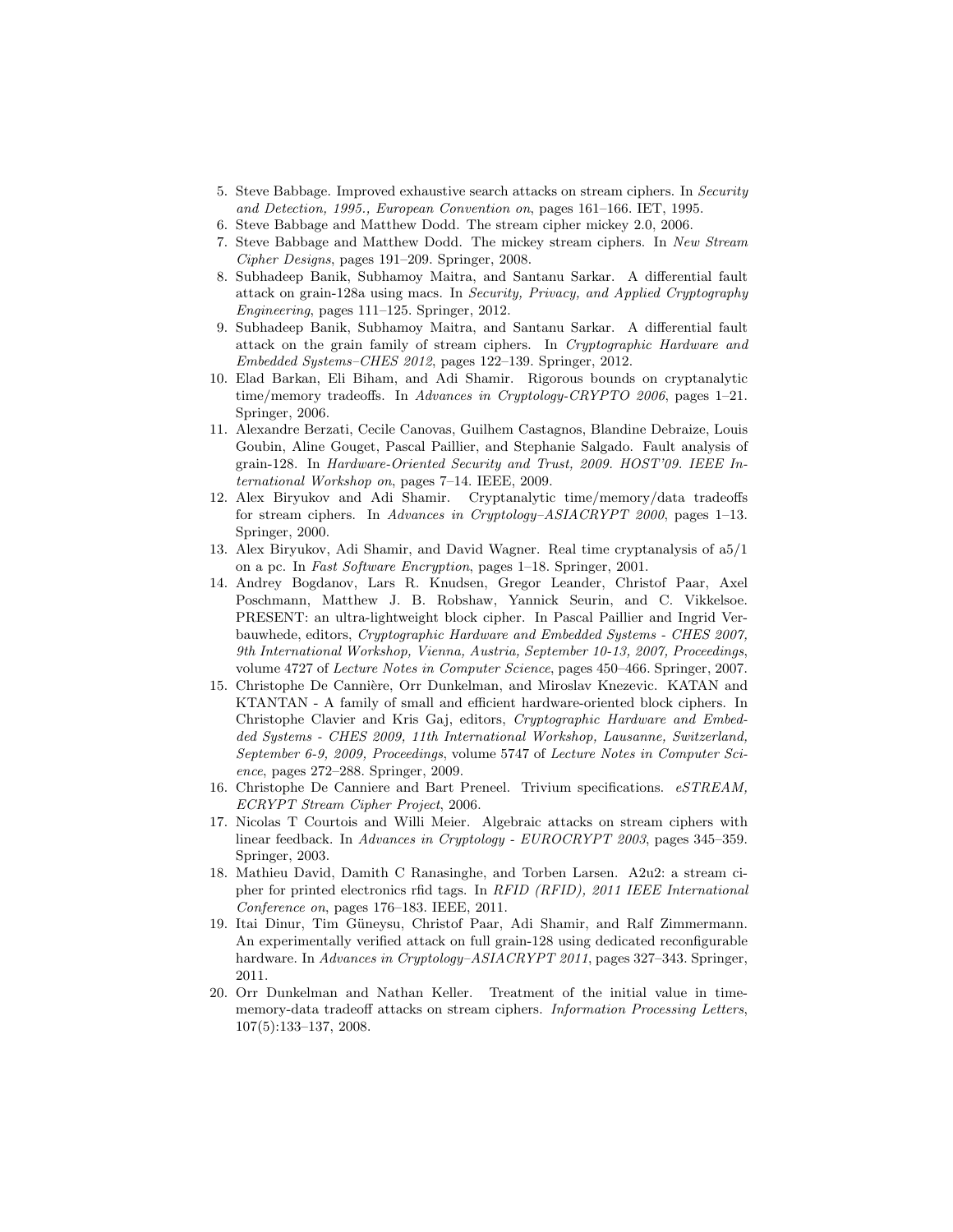5. Steve Babbage. Improved exhaustive search attacks on stream ciphers. In *Security and Detection, 1995., European Convention on*, pages 161–166. IET, 1995.
6. Steve Babbage and Matthew Dodd. The stream cipher mickey 2.0, 2006.
7. Steve Babbage and Matthew Dodd. The mickey stream ciphers. In *New Stream Cipher Designs*, pages 191–209. Springer, 2008.
8. Subhadeep Banik, Subhamoy Maitra, and Santanu Sarkar. A differential fault attack on grain-128a using macs. In *Security, Privacy, and Applied Cryptography Engineering*, pages 111–125. Springer, 2012.
9. Subhadeep Banik, Subhamoy Maitra, and Santanu Sarkar. A differential fault attack on the grain family of stream ciphers. In *Cryptographic Hardware and Embedded Systems–CHES 2012*, pages 122–139. Springer, 2012.
10. Elad Barkan, Eli Biham, and Adi Shamir. Rigorous bounds on cryptanalytic time/memory tradeoffs. In *Advances in Cryptology-CRYPTO 2006*, pages 1–21. Springer, 2006.
11. Alexandre Berzati, Cecile Canovas, Guilhem Castagnos, Blandine Debraize, Louis Goubin, Aline Gouget, Pascal Paillier, and Stephanie Salgado. Fault analysis of grain-128. In *Hardware-Oriented Security and Trust, 2009. HOST'09. IEEE International Workshop on*, pages 7–14. IEEE, 2009.
12. Alex Biryukov and Adi Shamir. Cryptanalytic time/memory/data tradeoffs for stream ciphers. In *Advances in Cryptology–ASIACRYPT 2000*, pages 1–13. Springer, 2000.
13. Alex Biryukov, Adi Shamir, and David Wagner. Real time cryptanalysis of a5/1 on a pc. In *Fast Software Encryption*, pages 1–18. Springer, 2001.
14. Andrey Bogdanov, Lars R. Knudsen, Gregor Leander, Christof Paar, Axel Poschmann, Matthew J. B. Robshaw, Yannick Seurin, and C. Vikkelsoe. PRESENT: an ultra-lightweight block cipher. In Pascal Paillier and Ingrid Verbauwhede, editors, *Cryptographic Hardware and Embedded Systems - CHES 2007, 9th International Workshop, Vienna, Austria, September 10-13, 2007, Proceedings*, volume 4727 of *Lecture Notes in Computer Science*, pages 450–466. Springer, 2007.
15. Christophe De Cannière, Orr Dunkelman, and Miroslav Knezevic. KATAN and KTANTAN - A family of small and efficient hardware-oriented block ciphers. In Christophe Clavier and Kris Gaj, editors, *Cryptographic Hardware and Embedded Systems - CHES 2009, 11th International Workshop, Lausanne, Switzerland, September 6-9, 2009, Proceedings*, volume 5747 of *Lecture Notes in Computer Science*, pages 272–288. Springer, 2009.
16. Christophe De Canniere and Bart Preneel. Trivium specifications. *eSTREAM, ECRYPT Stream Cipher Project*, 2006.
17. Nicolas T Courtois and Willi Meier. Algebraic attacks on stream ciphers with linear feedback. In *Advances in Cryptology - EUROCRYPT 2003*, pages 345–359. Springer, 2003.
18. Mathieu David, Damith C Ranasinghe, and Torben Larsen. A2u2: a stream cipher for printed electronics rfid tags. In *RFID (RFID), 2011 IEEE International Conference on*, pages 176–183. IEEE, 2011.
19. Itai Dinur, Tim Güneysu, Christof Paar, Adi Shamir, and Ralf Zimmermann. An experimentally verified attack on full grain-128 using dedicated reconfigurable hardware. In *Advances in Cryptology–ASIACRYPT 2011*, pages 327–343. Springer, 2011.
20. Orr Dunkelman and Nathan Keller. Treatment of the initial value in time-memory-data tradeoff attacks on stream ciphers. *Information Processing Letters*, 107(5):133–137, 2008.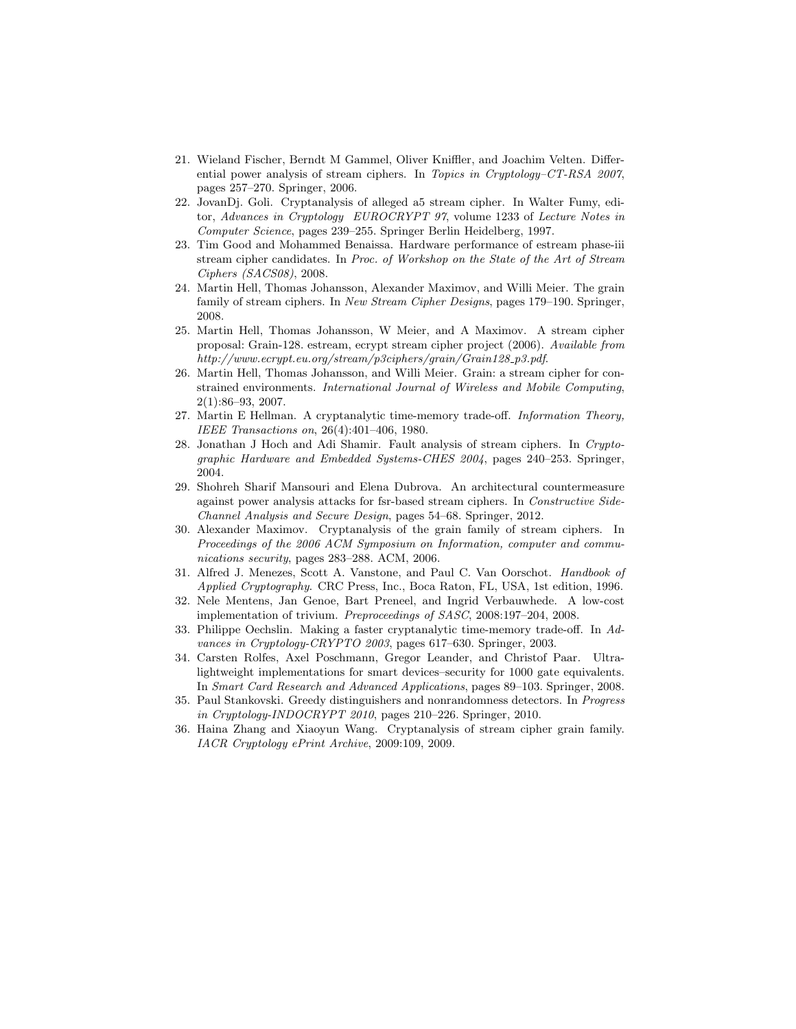21. Wieland Fischer, Berndt M Gammel, Oliver Kniffler, and Joachim Velten. Differential power analysis of stream ciphers. In *Topics in Cryptology–CT-RSA 2007*, pages 257–270. Springer, 2006.
22. JovanDj. Goli. Cryptanalysis of alleged a5 stream cipher. In Walter Fumy, editor, *Advances in Cryptology EUROCRYPT 97*, volume 1233 of *Lecture Notes in Computer Science*, pages 239–255. Springer Berlin Heidelberg, 1997.
23. Tim Good and Mohammed Benaissa. Hardware performance of estream phase-iii stream cipher candidates. In *Proc. of Workshop on the State of the Art of Stream Ciphers (SACS08)*, 2008.
24. Martin Hell, Thomas Johansson, Alexander Maximov, and Willi Meier. The grain family of stream ciphers. In *New Stream Cipher Designs*, pages 179–190. Springer, 2008.
25. Martin Hell, Thomas Johansson, W Meier, and A Maximov. A stream cipher proposal: Grain-128. estream, ecrypt stream cipher project (2006). *Available from http://www.ecrypt.eu.org/stream/p3ciphers/grain/Grain128_p3.pdf*.
26. Martin Hell, Thomas Johansson, and Willi Meier. Grain: a stream cipher for constrained environments. *International Journal of Wireless and Mobile Computing*, 2(1):86–93, 2007.
27. Martin E Hellman. A cryptanalytic time-memory trade-off. *Information Theory, IEEE Transactions on*, 26(4):401–406, 1980.
28. Jonathan J Hoch and Adi Shamir. Fault analysis of stream ciphers. In *Cryptographic Hardware and Embedded Systems-CHES 2004*, pages 240–253. Springer, 2004.
29. Shohreh Sharif Mansouri and Elena Dubrova. An architectural countermeasure against power analysis attacks for fsr-based stream ciphers. In *Constructive Side-Channel Analysis and Secure Design*, pages 54–68. Springer, 2012.
30. Alexander Maximov. Cryptanalysis of the grain family of stream ciphers. In *Proceedings of the 2006 ACM Symposium on Information, computer and communications security*, pages 283–288. ACM, 2006.
31. Alfred J. Menezes, Scott A. Vanstone, and Paul C. Van Oorschot. *Handbook of Applied Cryptography*. CRC Press, Inc., Boca Raton, FL, USA, 1st edition, 1996.
32. Nele Mentens, Jan Genoe, Bart Preneel, and Ingrid Verbauwhede. A low-cost implementation of trivium. *Preproceedings of SASC*, 2008:197–204, 2008.
33. Philippe Oechslin. Making a faster cryptanalytic time-memory trade-off. In *Advances in Cryptology-CRYPTO 2003*, pages 617–630. Springer, 2003.
34. Carsten Rolfes, Axel Poschmann, Gregor Leander, and Christof Paar. Ultra-lightweight implementations for smart devices–security for 1000 gate equivalents. In *Smart Card Research and Advanced Applications*, pages 89–103. Springer, 2008.
35. Paul Stankovski. Greedy distinguishers and nonrandomness detectors. In *Progress in Cryptology-INDOCRYPT 2010*, pages 210–226. Springer, 2010.
36. Haina Zhang and Xiaoyun Wang. Cryptanalysis of stream cipher grain family. *IACR Cryptology ePrint Archive*, 2009:109, 2009.